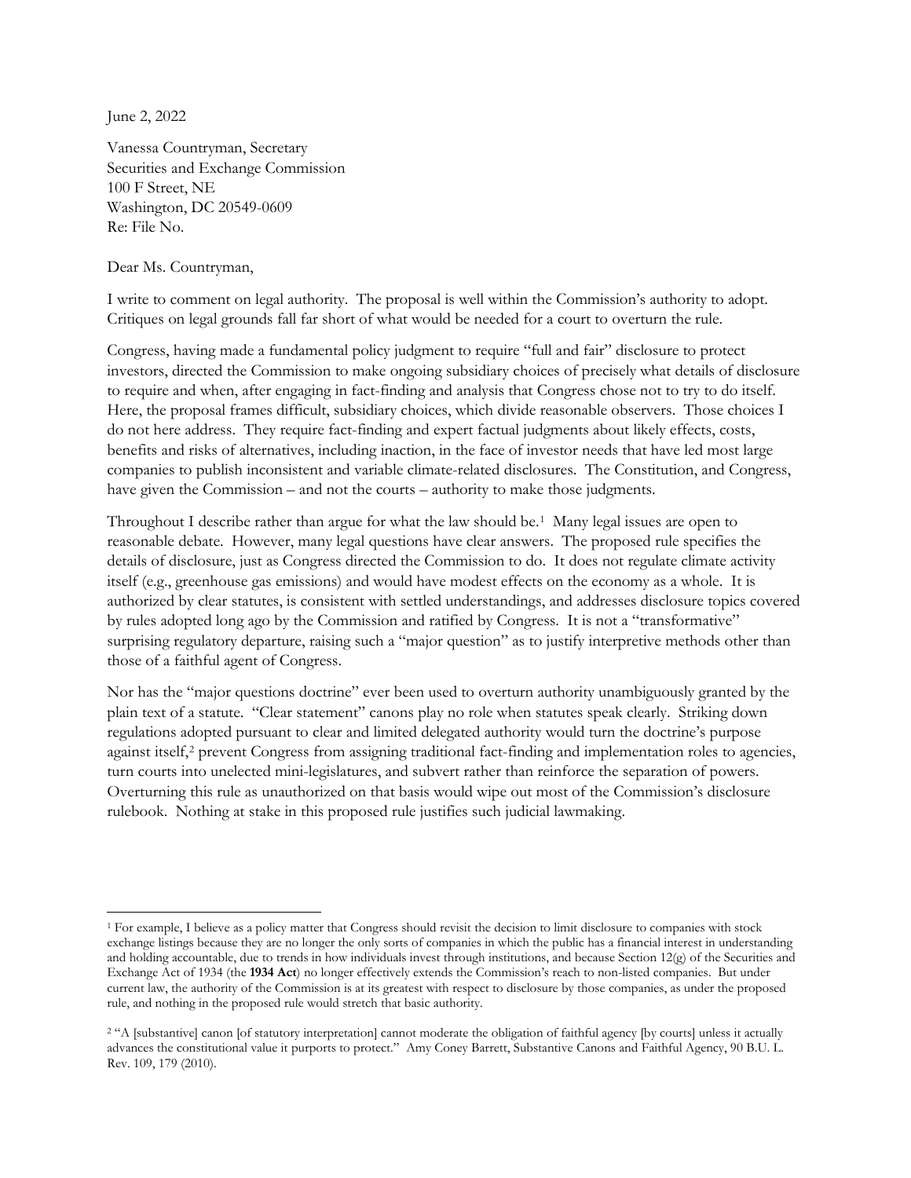June 2, 2022

Vanessa Countryman, Secretary
Securities and Exchange Commission
100 F Street, NE
Washington, DC 20549-0609
Re: File No.

Dear Ms. Countryman,

I write to comment on legal authority. The proposal is well within the Commission's authority to adopt. Critiques on legal grounds fall far short of what would be needed for a court to overturn the rule.

Congress, having made a fundamental policy judgment to require "full and fair" disclosure to protect investors, directed the Commission to make ongoing subsidiary choices of precisely what details of disclosure to require and when, after engaging in fact-finding and analysis that Congress chose not to try to do itself. Here, the proposal frames difficult, subsidiary choices, which divide reasonable observers. Those choices I do not here address. They require fact-finding and expert factual judgments about likely effects, costs, benefits and risks of alternatives, including inaction, in the face of investor needs that have led most large companies to publish inconsistent and variable climate-related disclosures. The Constitution, and Congress, have given the Commission – and not the courts – authority to make those judgments.

Throughout I describe rather than argue for what the law should be.[1] Many legal issues are open to reasonable debate. However, many legal questions have clear answers. The proposed rule specifies the details of disclosure, just as Congress directed the Commission to do. It does not regulate climate activity itself (e.g., greenhouse gas emissions) and would have modest effects on the economy as a whole. It is authorized by clear statutes, is consistent with settled understandings, and addresses disclosure topics covered by rules adopted long ago by the Commission and ratified by Congress. It is not a "transformative" surprising regulatory departure, raising such a "major question" as to justify interpretive methods other than those of a faithful agent of Congress.

Nor has the "major questions doctrine" ever been used to overturn authority unambiguously granted by the plain text of a statute. "Clear statement" canons play no role when statutes speak clearly. Striking down regulations adopted pursuant to clear and limited delegated authority would turn the doctrine's purpose against itself,[2] prevent Congress from assigning traditional fact-finding and implementation roles to agencies, turn courts into unelected mini-legislatures, and subvert rather than reinforce the separation of powers. Overturning this rule as unauthorized on that basis would wipe out most of the Commission's disclosure rulebook. Nothing at stake in this proposed rule justifies such judicial lawmaking.

---

[1] For example, I believe as a policy matter that Congress should revisit the decision to limit disclosure to companies with stock exchange listings because they are no longer the only sorts of companies in which the public has a financial interest in understanding and holding accountable, due to trends in how individuals invest through institutions, and because Section 12(g) of the Securities and Exchange Act of 1934 (the **1934 Act**) no longer effectively extends the Commission's reach to non-listed companies. But under current law, the authority of the Commission is at its greatest with respect to disclosure by those companies, as under the proposed rule, and nothing in the proposed rule would stretch that basic authority.

[2] "A [substantive] canon [of statutory interpretation] cannot moderate the obligation of faithful agency [by courts] unless it actually advances the constitutional value it purports to protect." Amy Coney Barrett, Substantive Canons and Faithful Agency, 90 B.U. L. Rev. 109, 179 (2010).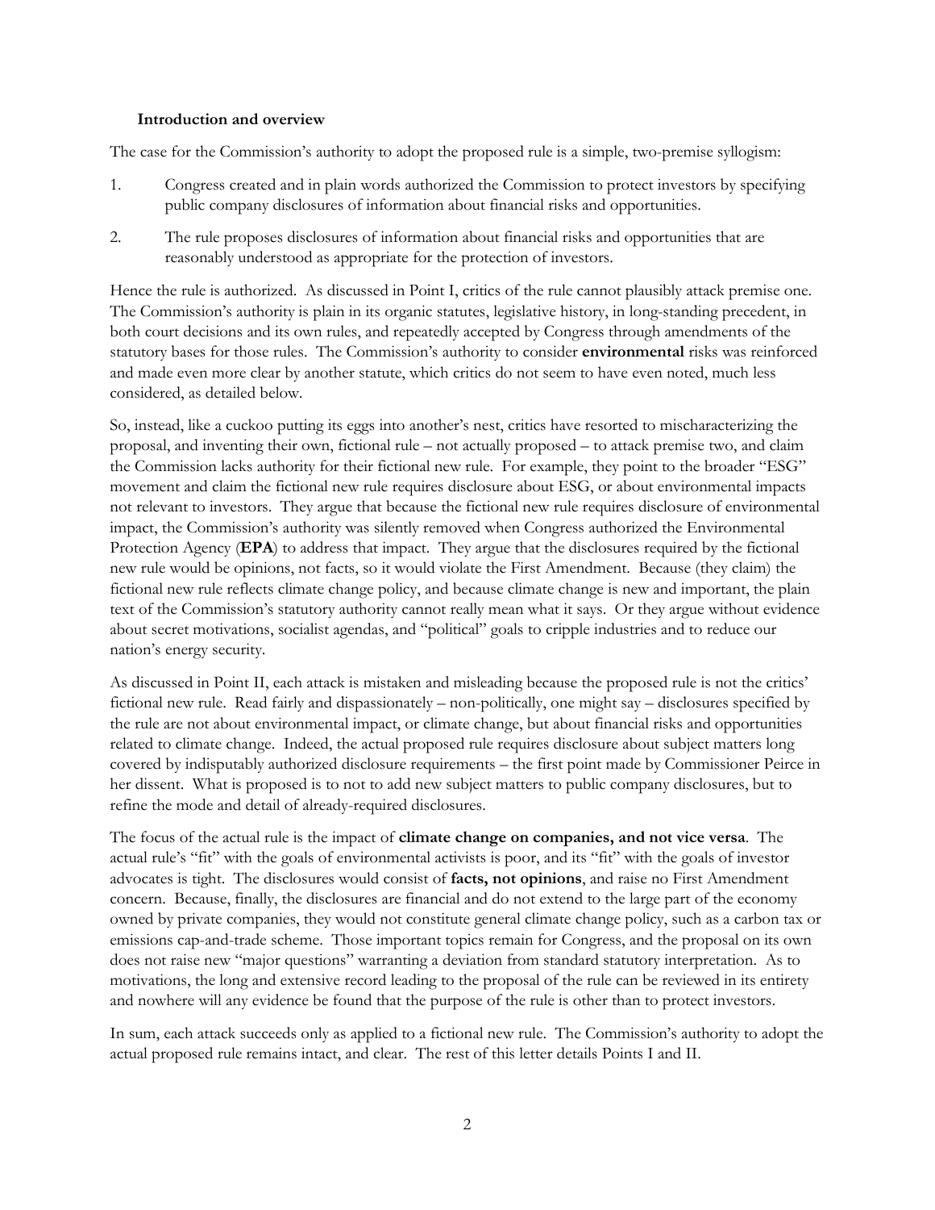### Introduction and overview

The case for the Commission's authority to adopt the proposed rule is a simple, two-premise syllogism:

1. Congress created and in plain words authorized the Commission to protect investors by specifying public company disclosures of information about financial risks and opportunities.
2. The rule proposes disclosures of information about financial risks and opportunities that are reasonably understood as appropriate for the protection of investors.

Hence the rule is authorized. As discussed in Point I, critics of the rule cannot plausibly attack premise one. The Commission's authority is plain in its organic statutes, legislative history, in long-standing precedent, in both court decisions and its own rules, and repeatedly accepted by Congress through amendments of the statutory bases for those rules. The Commission's authority to consider **environmental** risks was reinforced and made even more clear by another statute, which critics do not seem to have even noted, much less considered, as detailed below.

So, instead, like a cuckoo putting its eggs into another's nest, critics have resorted to mischaracterizing the proposal, and inventing their own, fictional rule – not actually proposed – to attack premise two, and claim the Commission lacks authority for their fictional new rule. For example, they point to the broader "ESG" movement and claim the fictional new rule requires disclosure about ESG, or about environmental impacts not relevant to investors. They argue that because the fictional new rule requires disclosure of environmental impact, the Commission's authority was silently removed when Congress authorized the Environmental Protection Agency (**EPA**) to address that impact. They argue that the disclosures required by the fictional new rule would be opinions, not facts, so it would violate the First Amendment. Because (they claim) the fictional new rule reflects climate change policy, and because climate change is new and important, the plain text of the Commission's statutory authority cannot really mean what it says. Or they argue without evidence about secret motivations, socialist agendas, and "political" goals to cripple industries and to reduce our nation's energy security.

As discussed in Point II, each attack is mistaken and misleading because the proposed rule is not the critics' fictional new rule. Read fairly and dispassionately – non-politically, one might say – disclosures specified by the rule are not about environmental impact, or climate change, but about financial risks and opportunities related to climate change. Indeed, the actual proposed rule requires disclosure about subject matters long covered by indisputably authorized disclosure requirements – the first point made by Commissioner Peirce in her dissent. What is proposed is to not to add new subject matters to public company disclosures, but to refine the mode and detail of already-required disclosures.

The focus of the actual rule is the impact of **climate change on companies, and not vice versa**. The actual rule's "fit" with the goals of environmental activists is poor, and its "fit" with the goals of investor advocates is tight. The disclosures would consist of **facts, not opinions**, and raise no First Amendment concern. Because, finally, the disclosures are financial and do not extend to the large part of the economy owned by private companies, they would not constitute general climate change policy, such as a carbon tax or emissions cap-and-trade scheme. Those important topics remain for Congress, and the proposal on its own does not raise new "major questions" warranting a deviation from standard statutory interpretation. As to motivations, the long and extensive record leading to the proposal of the rule can be reviewed in its entirety and nowhere will any evidence be found that the purpose of the rule is other than to protect investors.

In sum, each attack succeeds only as applied to a fictional new rule. The Commission's authority to adopt the actual proposed rule remains intact, and clear. The rest of this letter details Points I and II.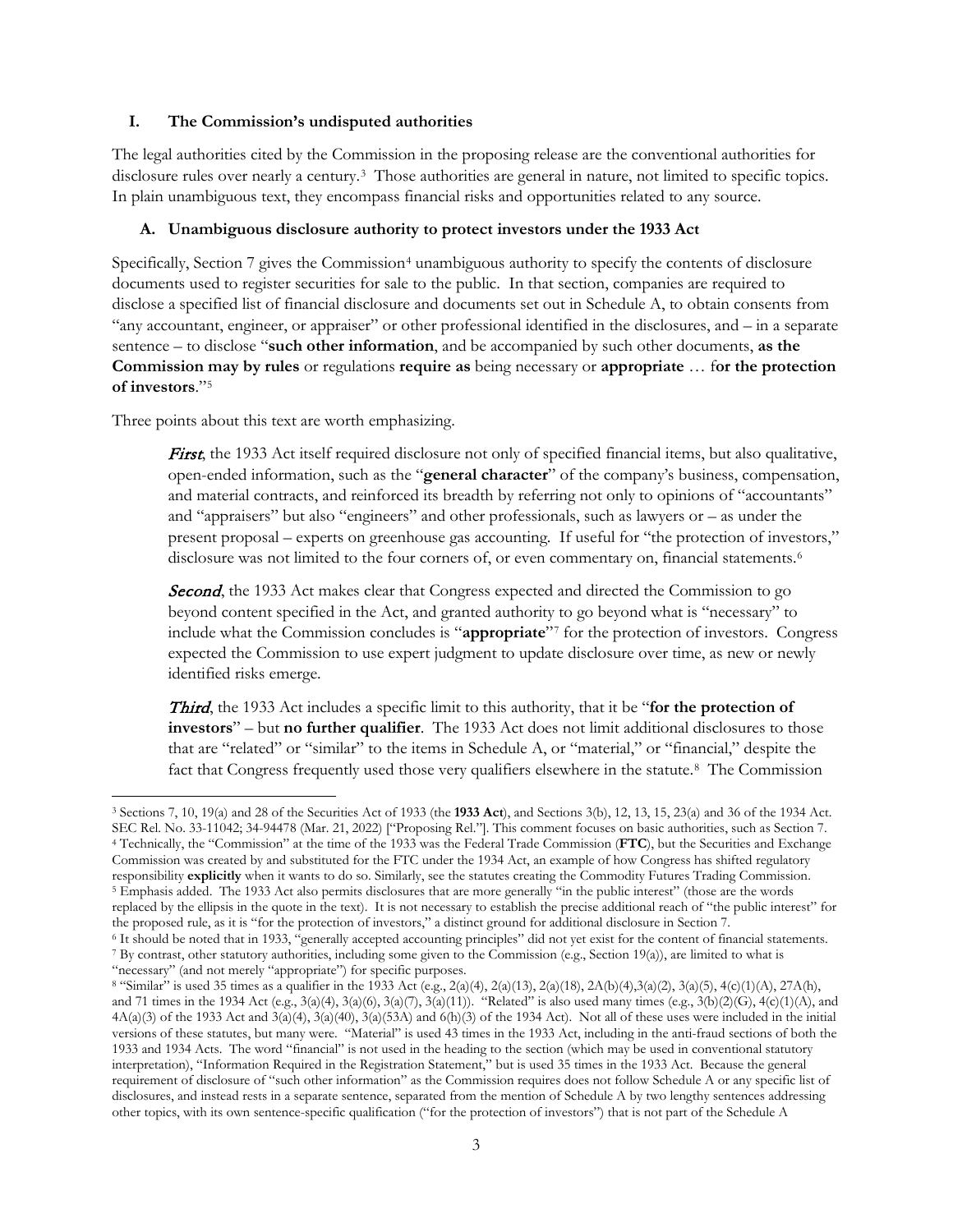## I. The Commission's undisputed authorities

The legal authorities cited by the Commission in the proposing release are the conventional authorities for disclosure rules over nearly a century.[3] Those authorities are general in nature, not limited to specific topics. In plain unambiguous text, they encompass financial risks and opportunities related to any source.

### A. Unambiguous disclosure authority to protect investors under the 1933 Act

Specifically, Section 7 gives the Commission[4] unambiguous authority to specify the contents of disclosure documents used to register securities for sale to the public. In that section, companies are required to disclose a specified list of financial disclosure and documents set out in Schedule A, to obtain consents from "any accountant, engineer, or appraiser" or other professional identified in the disclosures, and – in a separate sentence – to disclose "**such other information**, and be accompanied by such other documents, **as the Commission may by rules** or regulations **require as** being necessary or **appropriate** … f**or the protection of investors**."[5]

Three points about this text are worth emphasizing.

> ***First***, the 1933 Act itself required disclosure not only of specified financial items, but also qualitative, open-ended information, such as the "**general character**" of the company's business, compensation, and material contracts, and reinforced its breadth by referring not only to opinions of "accountants" and "appraisers" but also "engineers" and other professionals, such as lawyers or – as under the present proposal – experts on greenhouse gas accounting. If useful for "the protection of investors," disclosure was not limited to the four corners of, or even commentary on, financial statements.[6]
>
> ***Second***, the 1933 Act makes clear that Congress expected and directed the Commission to go beyond content specified in the Act, and granted authority to go beyond what is "necessary" to include what the Commission concludes is "**appropriate**"[7] for the protection of investors. Congress expected the Commission to use expert judgment to update disclosure over time, as new or newly identified risks emerge.
>
> ***Third***, the 1933 Act includes a specific limit to this authority, that it be "**for the protection of investors**" – but **no further qualifier**. The 1933 Act does not limit additional disclosures to those that are "related" or "similar" to the items in Schedule A, or "material," or "financial," despite the fact that Congress frequently used those very qualifiers elsewhere in the statute.[8] The Commission

---

[3] Sections 7, 10, 19(a) and 28 of the Securities Act of 1933 (the **1933 Act**), and Sections 3(b), 12, 13, 15, 23(a) and 36 of the 1934 Act. SEC Rel. No. 33-11042; 34-94478 (Mar. 21, 2022) ["Proposing Rel."]. This comment focuses on basic authorities, such as Section 7.

[4] Technically, the "Commission" at the time of the 1933 was the Federal Trade Commission (**FTC**), but the Securities and Exchange Commission was created by and substituted for the FTC under the 1934 Act, an example of how Congress has shifted regulatory responsibility **explicitly** when it wants to do so. Similarly, see the statutes creating the Commodity Futures Trading Commission.

[5] Emphasis added. The 1933 Act also permits disclosures that are more generally "in the public interest" (those are the words replaced by the ellipsis in the quote in the text). It is not necessary to establish the precise additional reach of "the public interest" for the proposed rule, as it is "for the protection of investors," a distinct ground for additional disclosure in Section 7.

[6] It should be noted that in 1933, "generally accepted accounting principles" did not yet exist for the content of financial statements.

[7] By contrast, other statutory authorities, including some given to the Commission (e.g., Section 19(a)), are limited to what is "necessary" (and not merely "appropriate") for specific purposes.

[8] "Similar" is used 35 times as a qualifier in the 1933 Act (e.g., 2(a)(4), 2(a)(13), 2(a)(18), 2A(b)(4),3(a)(2), 3(a)(5), 4(c)(1)(A), 27A(h), and 71 times in the 1934 Act (e.g., 3(a)(4), 3(a)(6), 3(a)(7), 3(a)(11)). "Related" is also used many times (e.g., 3(b)(2)(G), 4(c)(1)(A), and 4A(a)(3) of the 1933 Act and 3(a)(4), 3(a)(40), 3(a)(53A) and 6(h)(3) of the 1934 Act). Not all of these uses were included in the initial versions of these statutes, but many were. "Material" is used 43 times in the 1933 Act, including in the anti-fraud sections of both the 1933 and 1934 Acts. The word "financial" is not used in the heading to the section (which may be used in conventional statutory interpretation), "Information Required in the Registration Statement," but is used 35 times in the 1933 Act. Because the general requirement of disclosure of "such other information" as the Commission requires does not follow Schedule A or any specific list of disclosures, and instead rests in a separate sentence, separated from the mention of Schedule A by two lengthy sentences addressing other topics, with its own sentence-specific qualification ("for the protection of investors") that is not part of the Schedule A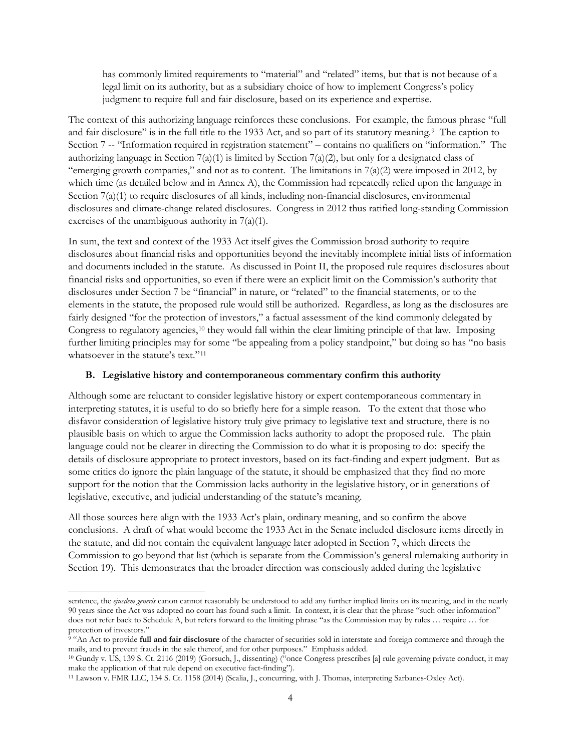has commonly limited requirements to "material" and "related" items, but that is not because of a legal limit on its authority, but as a subsidiary choice of how to implement Congress's policy judgment to require full and fair disclosure, based on its experience and expertise.

The context of this authorizing language reinforces these conclusions. For example, the famous phrase "full and fair disclosure" is in the full title to the 1933 Act, and so part of its statutory meaning.[9] The caption to Section 7 -- "Information required in registration statement" – contains no qualifiers on "information." The authorizing language in Section 7(a)(1) is limited by Section 7(a)(2), but only for a designated class of "emerging growth companies," and not as to content. The limitations in 7(a)(2) were imposed in 2012, by which time (as detailed below and in Annex A), the Commission had repeatedly relied upon the language in Section 7(a)(1) to require disclosures of all kinds, including non-financial disclosures, environmental disclosures and climate-change related disclosures. Congress in 2012 thus ratified long-standing Commission exercises of the unambiguous authority in 7(a)(1).

In sum, the text and context of the 1933 Act itself gives the Commission broad authority to require disclosures about financial risks and opportunities beyond the inevitably incomplete initial lists of information and documents included in the statute. As discussed in Point II, the proposed rule requires disclosures about financial risks and opportunities, so even if there were an explicit limit on the Commission's authority that disclosures under Section 7 be "financial" in nature, or "related" to the financial statements, or to the elements in the statute, the proposed rule would still be authorized. Regardless, as long as the disclosures are fairly designed "for the protection of investors," a factual assessment of the kind commonly delegated by Congress to regulatory agencies,[10] they would fall within the clear limiting principle of that law. Imposing further limiting principles may for some "be appealing from a policy standpoint," but doing so has "no basis whatsoever in the statute's text."[11]

### B. Legislative history and contemporaneous commentary confirm this authority

Although some are reluctant to consider legislative history or expert contemporaneous commentary in interpreting statutes, it is useful to do so briefly here for a simple reason. To the extent that those who disfavor consideration of legislative history truly give primacy to legislative text and structure, there is no plausible basis on which to argue the Commission lacks authority to adopt the proposed rule. The plain language could not be clearer in directing the Commission to do what it is proposing to do: specify the details of disclosure appropriate to protect investors, based on its fact-finding and expert judgment. But as some critics do ignore the plain language of the statute, it should be emphasized that they find no more support for the notion that the Commission lacks authority in the legislative history, or in generations of legislative, executive, and judicial understanding of the statute's meaning.

All those sources here align with the 1933 Act's plain, ordinary meaning, and so confirm the above conclusions. A draft of what would become the 1933 Act in the Senate included disclosure items directly in the statute, and did not contain the equivalent language later adopted in Section 7, which directs the Commission to go beyond that list (which is separate from the Commission's general rulemaking authority in Section 19). This demonstrates that the broader direction was consciously added during the legislative

---

sentence, the *ejusdem generis* canon cannot reasonably be understood to add any further implied limits on its meaning, and in the nearly 90 years since the Act was adopted no court has found such a limit. In context, it is clear that the phrase "such other information" does not refer back to Schedule A, but refers forward to the limiting phrase "as the Commission may by rules … require … for protection of investors."

[9] "An Act to provide **full and fair disclosure** of the character of securities sold in interstate and foreign commerce and through the mails, and to prevent frauds in the sale thereof, and for other purposes." Emphasis added.

[10] Gundy v. US, 139 S. Ct. 2116 (2019) (Gorsuch, J., dissenting) ("once Congress prescribes [a] rule governing private conduct, it may make the application of that rule depend on executive fact-finding").

[11] Lawson v. FMR LLC, 134 S. Ct. 1158 (2014) (Scalia, J., concurring, with J. Thomas, interpreting Sarbanes-Oxley Act).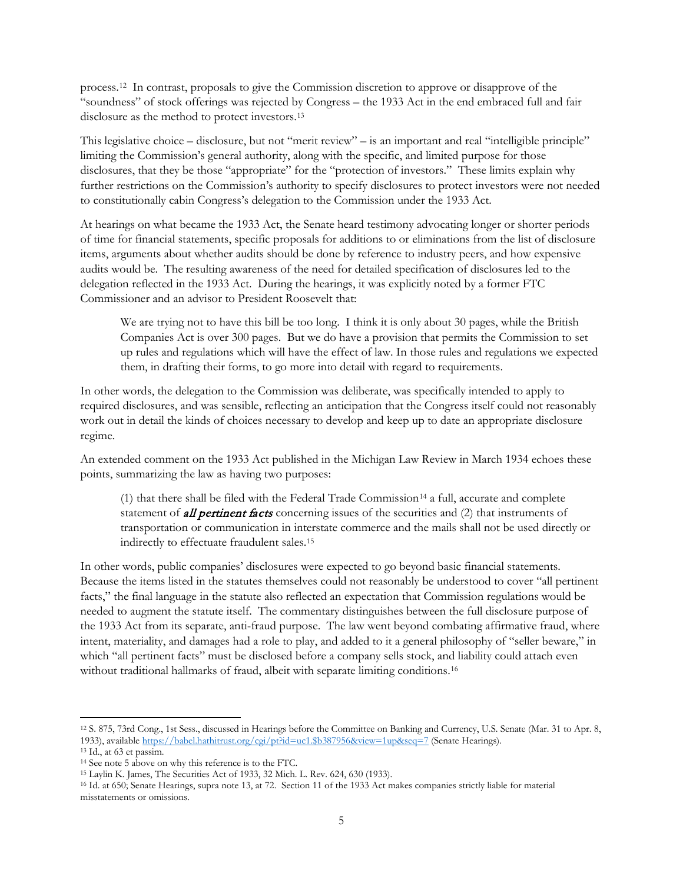process.[12] In contrast, proposals to give the Commission discretion to approve or disapprove of the "soundness" of stock offerings was rejected by Congress – the 1933 Act in the end embraced full and fair disclosure as the method to protect investors.[13]

This legislative choice – disclosure, but not "merit review" – is an important and real "intelligible principle" limiting the Commission's general authority, along with the specific, and limited purpose for those disclosures, that they be those "appropriate" for the "protection of investors." These limits explain why further restrictions on the Commission's authority to specify disclosures to protect investors were not needed to constitutionally cabin Congress's delegation to the Commission under the 1933 Act.

At hearings on what became the 1933 Act, the Senate heard testimony advocating longer or shorter periods of time for financial statements, specific proposals for additions to or eliminations from the list of disclosure items, arguments about whether audits should be done by reference to industry peers, and how expensive audits would be. The resulting awareness of the need for detailed specification of disclosures led to the delegation reflected in the 1933 Act. During the hearings, it was explicitly noted by a former FTC Commissioner and an advisor to President Roosevelt that:

> We are trying not to have this bill be too long. I think it is only about 30 pages, while the British Companies Act is over 300 pages. But we do have a provision that permits the Commission to set up rules and regulations which will have the effect of law. In those rules and regulations we expected them, in drafting their forms, to go more into detail with regard to requirements.

In other words, the delegation to the Commission was deliberate, was specifically intended to apply to required disclosures, and was sensible, reflecting an anticipation that the Congress itself could not reasonably work out in detail the kinds of choices necessary to develop and keep up to date an appropriate disclosure regime.

An extended comment on the 1933 Act published in the Michigan Law Review in March 1934 echoes these points, summarizing the law as having two purposes:

> (1) that there shall be filed with the Federal Trade Commission[14] a full, accurate and complete statement of ***all pertinent facts*** concerning issues of the securities and (2) that instruments of transportation or communication in interstate commerce and the mails shall not be used directly or indirectly to effectuate fraudulent sales.[15]

In other words, public companies' disclosures were expected to go beyond basic financial statements. Because the items listed in the statutes themselves could not reasonably be understood to cover "all pertinent facts," the final language in the statute also reflected an expectation that Commission regulations would be needed to augment the statute itself. The commentary distinguishes between the full disclosure purpose of the 1933 Act from its separate, anti-fraud purpose. The law went beyond combating affirmative fraud, where intent, materiality, and damages had a role to play, and added to it a general philosophy of "seller beware," in which "all pertinent facts" must be disclosed before a company sells stock, and liability could attach even without traditional hallmarks of fraud, albeit with separate limiting conditions.[16]

---

[12] S. 875, 73rd Cong., 1st Sess., discussed in Hearings before the Committee on Banking and Currency, U.S. Senate (Mar. 31 to Apr. 8, 1933), available https://babel.hathitrust.org/cgi/pt?id=uc1.$b387956&view=1up&seq=7 (Senate Hearings).

[13] Id., at 63 et passim.

[14] See note 5 above on why this reference is to the FTC.

[15] Laylin K. James, The Securities Act of 1933, 32 Mich. L. Rev. 624, 630 (1933).

[16] Id. at 650; Senate Hearings, supra note 13, at 72. Section 11 of the 1933 Act makes companies strictly liable for material misstatements or omissions.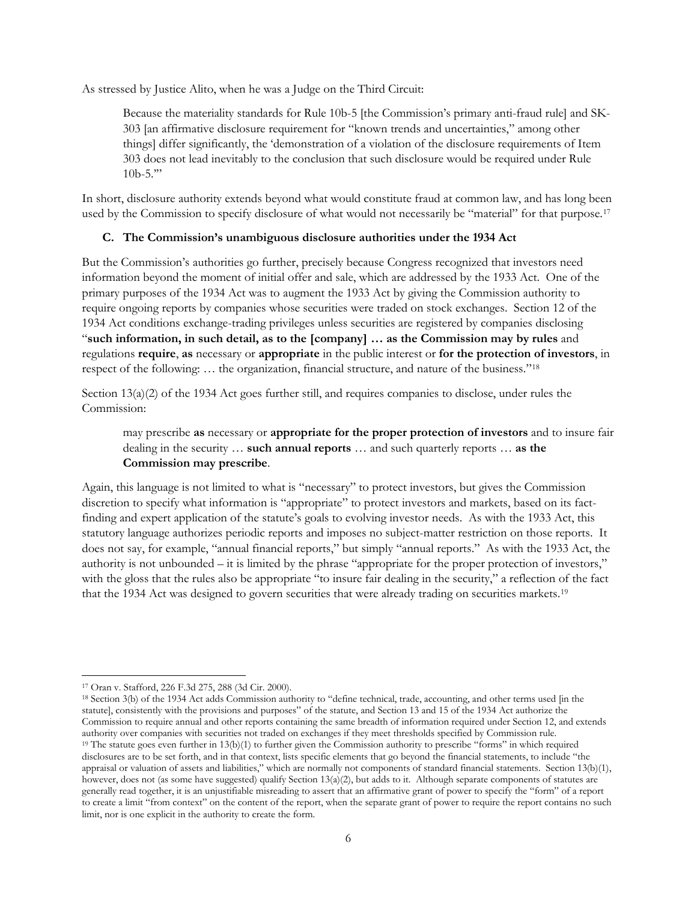As stressed by Justice Alito, when he was a Judge on the Third Circuit:

> Because the materiality standards for Rule 10b-5 [the Commission's primary anti-fraud rule] and SK-303 [an affirmative disclosure requirement for "known trends and uncertainties," among other things] differ significantly, the 'demonstration of a violation of the disclosure requirements of Item 303 does not lead inevitably to the conclusion that such disclosure would be required under Rule 10b-5.'"

In short, disclosure authority extends beyond what would constitute fraud at common law, and has long been used by the Commission to specify disclosure of what would not necessarily be "material" for that purpose.[17]

### C. The Commission's unambiguous disclosure authorities under the 1934 Act

But the Commission's authorities go further, precisely because Congress recognized that investors need information beyond the moment of initial offer and sale, which are addressed by the 1933 Act. One of the primary purposes of the 1934 Act was to augment the 1933 Act by giving the Commission authority to require ongoing reports by companies whose securities were traded on stock exchanges. Section 12 of the 1934 Act conditions exchange-trading privileges unless securities are registered by companies disclosing "**such information, in such detail, as to the [company] … as the Commission may by rules** and regulations **require**, **as** necessary or **appropriate** in the public interest or **for the protection of investors**, in respect of the following: … the organization, financial structure, and nature of the business."[18]

Section 13(a)(2) of the 1934 Act goes further still, and requires companies to disclose, under rules the Commission:

> may prescribe **as** necessary or **appropriate for the proper protection of investors** and to insure fair dealing in the security … **such annual reports** … and such quarterly reports … **as the Commission may prescribe**.

Again, this language is not limited to what is "necessary" to protect investors, but gives the Commission discretion to specify what information is "appropriate" to protect investors and markets, based on its fact-finding and expert application of the statute's goals to evolving investor needs. As with the 1933 Act, this statutory language authorizes periodic reports and imposes no subject-matter restriction on those reports. It does not say, for example, "annual financial reports," but simply "annual reports." As with the 1933 Act, the authority is not unbounded – it is limited by the phrase "appropriate for the proper protection of investors," with the gloss that the rules also be appropriate "to insure fair dealing in the security," a reflection of the fact that the 1934 Act was designed to govern securities that were already trading on securities markets.[19]

---

[17] Oran v. Stafford, 226 F.3d 275, 288 (3d Cir. 2000).

[18] Section 3(b) of the 1934 Act adds Commission authority to "define technical, trade, accounting, and other terms used [in the statute], consistently with the provisions and purposes" of the statute, and Section 13 and 15 of the 1934 Act authorize the Commission to require annual and other reports containing the same breadth of information required under Section 12, and extends authority over companies with securities not traded on exchanges if they meet thresholds specified by Commission rule.

[19] The statute goes even further in 13(b)(1) to further given the Commission authority to prescribe "forms" in which required disclosures are to be set forth, and in that context, lists specific elements that go beyond the financial statements, to include "the appraisal or valuation of assets and liabilities," which are normally not components of standard financial statements. Section 13(b)(1), however, does not (as some have suggested) qualify Section 13(a)(2), but adds to it. Although separate components of statutes are generally read together, it is an unjustifiable misreading to assert that an affirmative grant of power to specify the "form" of a report to create a limit "from context" on the content of the report, when the separate grant of power to require the report contains no such limit, nor is one explicit in the authority to create the form.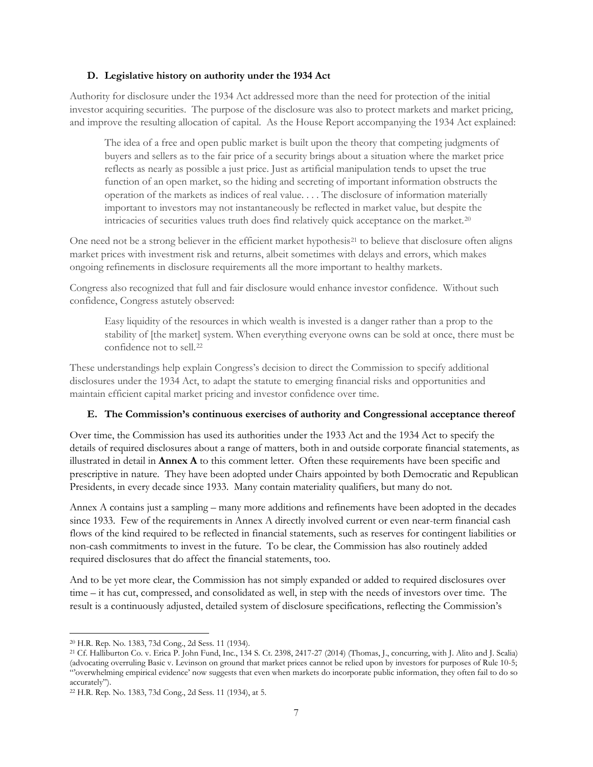### D. Legislative history on authority under the 1934 Act

Authority for disclosure under the 1934 Act addressed more than the need for protection of the initial investor acquiring securities. The purpose of the disclosure was also to protect markets and market pricing, and improve the resulting allocation of capital. As the House Report accompanying the 1934 Act explained:

> The idea of a free and open public market is built upon the theory that competing judgments of buyers and sellers as to the fair price of a security brings about a situation where the market price reflects as nearly as possible a just price. Just as artificial manipulation tends to upset the true function of an open market, so the hiding and secreting of important information obstructs the operation of the markets as indices of real value. . . . The disclosure of information materially important to investors may not instantaneously be reflected in market value, but despite the intricacies of securities values truth does find relatively quick acceptance on the market.[20]

One need not be a strong believer in the efficient market hypothesis[21] to believe that disclosure often aligns market prices with investment risk and returns, albeit sometimes with delays and errors, which makes ongoing refinements in disclosure requirements all the more important to healthy markets.

Congress also recognized that full and fair disclosure would enhance investor confidence. Without such confidence, Congress astutely observed:

> Easy liquidity of the resources in which wealth is invested is a danger rather than a prop to the stability of [the market] system. When everything everyone owns can be sold at once, there must be confidence not to sell.[22]

These understandings help explain Congress's decision to direct the Commission to specify additional disclosures under the 1934 Act, to adapt the statute to emerging financial risks and opportunities and maintain efficient capital market pricing and investor confidence over time.

### E. The Commission's continuous exercises of authority and Congressional acceptance thereof

Over time, the Commission has used its authorities under the 1933 Act and the 1934 Act to specify the details of required disclosures about a range of matters, both in and outside corporate financial statements, as illustrated in detail in **Annex A** to this comment letter. Often these requirements have been specific and prescriptive in nature. They have been adopted under Chairs appointed by both Democratic and Republican Presidents, in every decade since 1933. Many contain materiality qualifiers, but many do not.

Annex A contains just a sampling – many more additions and refinements have been adopted in the decades since 1933. Few of the requirements in Annex A directly involved current or even near-term financial cash flows of the kind required to be reflected in financial statements, such as reserves for contingent liabilities or non-cash commitments to invest in the future. To be clear, the Commission has also routinely added required disclosures that do affect the financial statements, too.

And to be yet more clear, the Commission has not simply expanded or added to required disclosures over time – it has cut, compressed, and consolidated as well, in step with the needs of investors over time. The result is a continuously adjusted, detailed system of disclosure specifications, reflecting the Commission's

---

[20] H.R. Rep. No. 1383, 73d Cong., 2d Sess. 11 (1934).

[21] Cf. Halliburton Co. v. Erica P. John Fund, Inc., 134 S. Ct. 2398, 2417-27 (2014) (Thomas, J., concurring, with J. Alito and J. Scalia) (advocating overruling Basic v. Levinson on ground that market prices cannot be relied upon by investors for purposes of Rule 10-5; "'overwhelming empirical evidence' now suggests that even when markets do incorporate public information, they often fail to do so accurately").

[22] H.R. Rep. No. 1383, 73d Cong., 2d Sess. 11 (1934), at 5.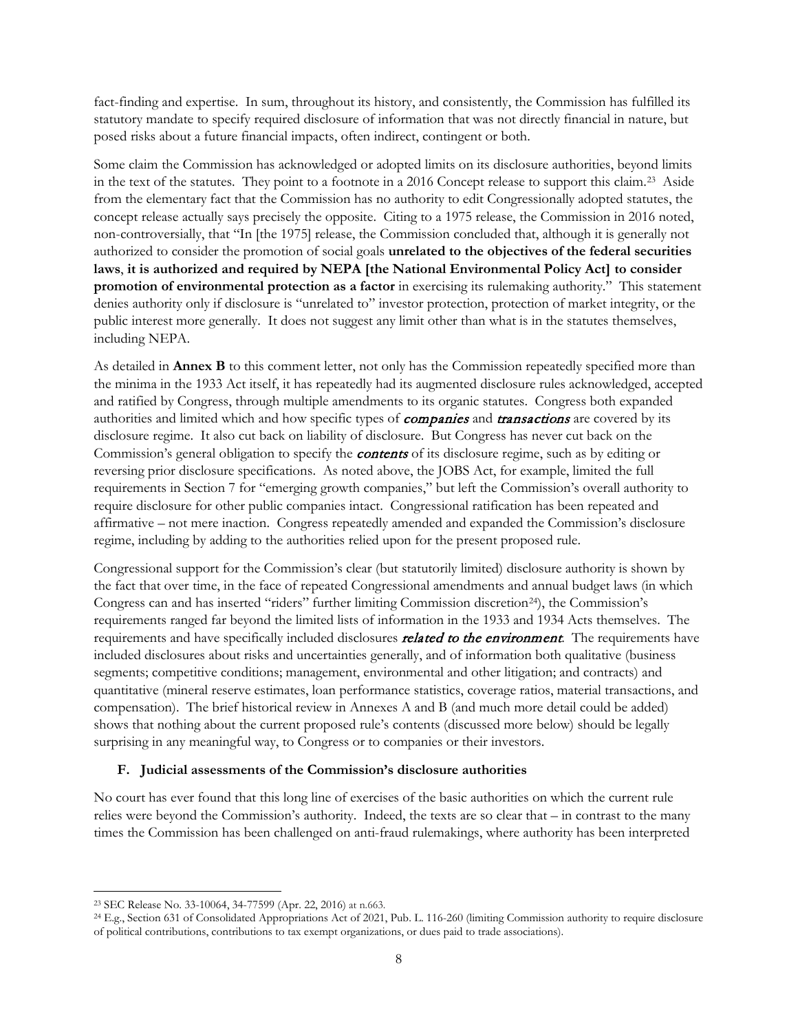fact-finding and expertise. In sum, throughout its history, and consistently, the Commission has fulfilled its statutory mandate to specify required disclosure of information that was not directly financial in nature, but posed risks about a future financial impacts, often indirect, contingent or both.

Some claim the Commission has acknowledged or adopted limits on its disclosure authorities, beyond limits in the text of the statutes. They point to a footnote in a 2016 Concept release to support this claim.[23] Aside from the elementary fact that the Commission has no authority to edit Congressionally adopted statutes, the concept release actually says precisely the opposite. Citing to a 1975 release, the Commission in 2016 noted, non-controversially, that "In [the 1975] release, the Commission concluded that, although it is generally not authorized to consider the promotion of social goals **unrelated to the objectives of the federal securities laws**, **it is authorized and required by NEPA [the National Environmental Policy Act] to consider promotion of environmental protection as a factor** in exercising its rulemaking authority." This statement denies authority only if disclosure is "unrelated to" investor protection, protection of market integrity, or the public interest more generally. It does not suggest any limit other than what is in the statutes themselves, including NEPA.

As detailed in **Annex B** to this comment letter, not only has the Commission repeatedly specified more than the minima in the 1933 Act itself, it has repeatedly had its augmented disclosure rules acknowledged, accepted and ratified by Congress, through multiple amendments to its organic statutes. Congress both expanded authorities and limited which and how specific types of ***companies*** and ***transactions*** are covered by its disclosure regime. It also cut back on liability of disclosure. But Congress has never cut back on the Commission's general obligation to specify the ***contents*** of its disclosure regime, such as by editing or reversing prior disclosure specifications. As noted above, the JOBS Act, for example, limited the full requirements in Section 7 for "emerging growth companies," but left the Commission's overall authority to require disclosure for other public companies intact. Congressional ratification has been repeated and affirmative – not mere inaction. Congress repeatedly amended and expanded the Commission's disclosure regime, including by adding to the authorities relied upon for the present proposed rule.

Congressional support for the Commission's clear (but statutorily limited) disclosure authority is shown by the fact that over time, in the face of repeated Congressional amendments and annual budget laws (in which Congress can and has inserted "riders" further limiting Commission discretion[24]), the Commission's requirements ranged far beyond the limited lists of information in the 1933 and 1934 Acts themselves. The requirements and have specifically included disclosures ***related to the environment***. The requirements have included disclosures about risks and uncertainties generally, and of information both qualitative (business segments; competitive conditions; management, environmental and other litigation; and contracts) and quantitative (mineral reserve estimates, loan performance statistics, coverage ratios, material transactions, and compensation). The brief historical review in Annexes A and B (and much more detail could be added) shows that nothing about the current proposed rule's contents (discussed more below) should be legally surprising in any meaningful way, to Congress or to companies or their investors.

### F. Judicial assessments of the Commission's disclosure authorities

No court has ever found that this long line of exercises of the basic authorities on which the current rule relies were beyond the Commission's authority. Indeed, the texts are so clear that – in contrast to the many times the Commission has been challenged on anti-fraud rulemakings, where authority has been interpreted

---

[23] SEC Release No. 33-10064, 34-77599 (Apr. 22, 2016) at n.663.

[24] E.g., Section 631 of Consolidated Appropriations Act of 2021, Pub. L. 116-260 (limiting Commission authority to require disclosure of political contributions, contributions to tax exempt organizations, or dues paid to trade associations).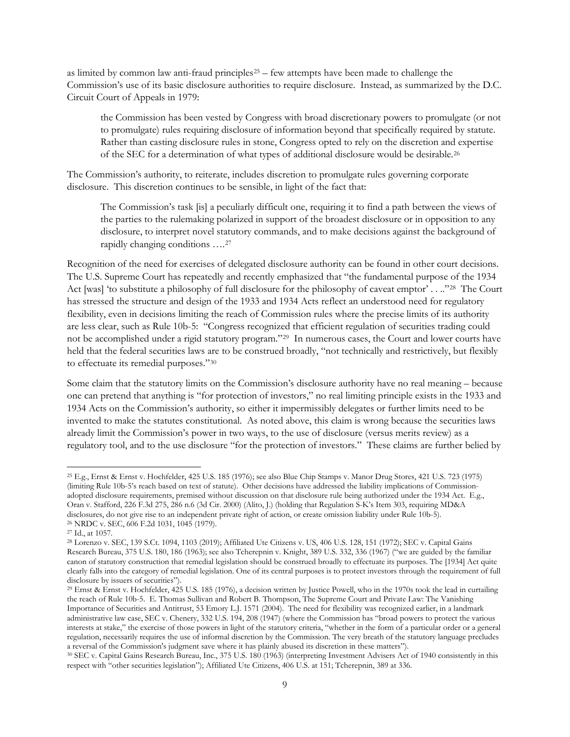as limited by common law anti-fraud principles[25] – few attempts have been made to challenge the Commission's use of its basic disclosure authorities to require disclosure. Instead, as summarized by the D.C. Circuit Court of Appeals in 1979:

> the Commission has been vested by Congress with broad discretionary powers to promulgate (or not to promulgate) rules requiring disclosure of information beyond that specifically required by statute. Rather than casting disclosure rules in stone, Congress opted to rely on the discretion and expertise of the SEC for a determination of what types of additional disclosure would be desirable.[26]

The Commission's authority, to reiterate, includes discretion to promulgate rules governing corporate disclosure. This discretion continues to be sensible, in light of the fact that:

> The Commission's task [is] a peculiarly difficult one, requiring it to find a path between the views of the parties to the rulemaking polarized in support of the broadest disclosure or in opposition to any disclosure, to interpret novel statutory commands, and to make decisions against the background of rapidly changing conditions ….[27]

Recognition of the need for exercises of delegated disclosure authority can be found in other court decisions. The U.S. Supreme Court has repeatedly and recently emphasized that "the fundamental purpose of the 1934 Act [was] 'to substitute a philosophy of full disclosure for the philosophy of caveat emptor' . . .."[28] The Court has stressed the structure and design of the 1933 and 1934 Acts reflect an understood need for regulatory flexibility, even in decisions limiting the reach of Commission rules where the precise limits of its authority are less clear, such as Rule 10b-5: "Congress recognized that efficient regulation of securities trading could not be accomplished under a rigid statutory program."[29] In numerous cases, the Court and lower courts have held that the federal securities laws are to be construed broadly, "not technically and restrictively, but flexibly to effectuate its remedial purposes."[30]

Some claim that the statutory limits on the Commission's disclosure authority have no real meaning – because one can pretend that anything is "for protection of investors," no real limiting principle exists in the 1933 and 1934 Acts on the Commission's authority, so either it impermissibly delegates or further limits need to be invented to make the statutes constitutional. As noted above, this claim is wrong because the securities laws already limit the Commission's power in two ways, to the use of disclosure (versus merits review) as a regulatory tool, and to the use disclosure "for the protection of investors." These claims are further belied by

---

[25] E.g., Ernst & Ernst v. Hochfelder, 425 U.S. 185 (1976); see also Blue Chip Stamps v. Manor Drug Stores, 421 U.S. 723 (1975) (limiting Rule 10b-5's reach based on text of statute). Other decisions have addressed the liability implications of Commission-adopted disclosure requirements, premised without discussion on that disclosure rule being authorized under the 1934 Act. E.g., Oran v. Stafford, 226 F.3d 275, 286 n.6 (3d Cir. 2000) (Alito, J.) (holding that Regulation S-K's Item 303, requiring MD&A disclosures, do not give rise to an independent private right of action, or create omission liability under Rule 10b-5).

[26] NRDC v. SEC, 606 F.2d 1031, 1045 (1979).

[27] Id., at 1057.

[28] Lorenzo v. SEC, 139 S.Ct. 1094, 1103 (2019); Affiliated Ute Citizens v. US, 406 U.S. 128, 151 (1972); SEC v. Capital Gains Research Bureau, 375 U.S. 180, 186 (1963); see also Tcherepnin v. Knight, 389 U.S. 332, 336 (1967) ("we are guided by the familiar canon of statutory construction that remedial legislation should be construed broadly to effectuate its purposes. The [1934] Act quite clearly falls into the category of remedial legislation. One of its central purposes is to protect investors through the requirement of full disclosure by issuers of securities").

[29] Ernst & Ernst v. Hochfelder, 425 U.S. 185 (1976), a decision written by Justice Powell, who in the 1970s took the lead in curtailing the reach of Rule 10b-5. E. Thomas Sullivan and Robert B. Thompson, The Supreme Court and Private Law: The Vanishing Importance of Securities and Antitrust, 53 Emory L.J. 1571 (2004). The need for flexibility was recognized earlier, in a landmark administrative law case, SEC v. Chenery, 332 U.S. 194, 208 (1947) (where the Commission has "broad powers to protect the various interests at stake," the exercise of those powers in light of the statutory criteria, "whether in the form of a particular order or a general regulation, necessarily requires the use of informal discretion by the Commission. The very breath of the statutory language precludes a reversal of the Commission's judgment save where it has plainly abused its discretion in these matters").

[30] SEC v. Capital Gains Research Bureau, Inc., 375 U.S. 180 (1963) (interpreting Investment Advisers Act of 1940 consistently in this respect with "other securities legislation"); Affiliated Ute Citizens, 406 U.S. at 151; Tcherepnin, 389 at 336.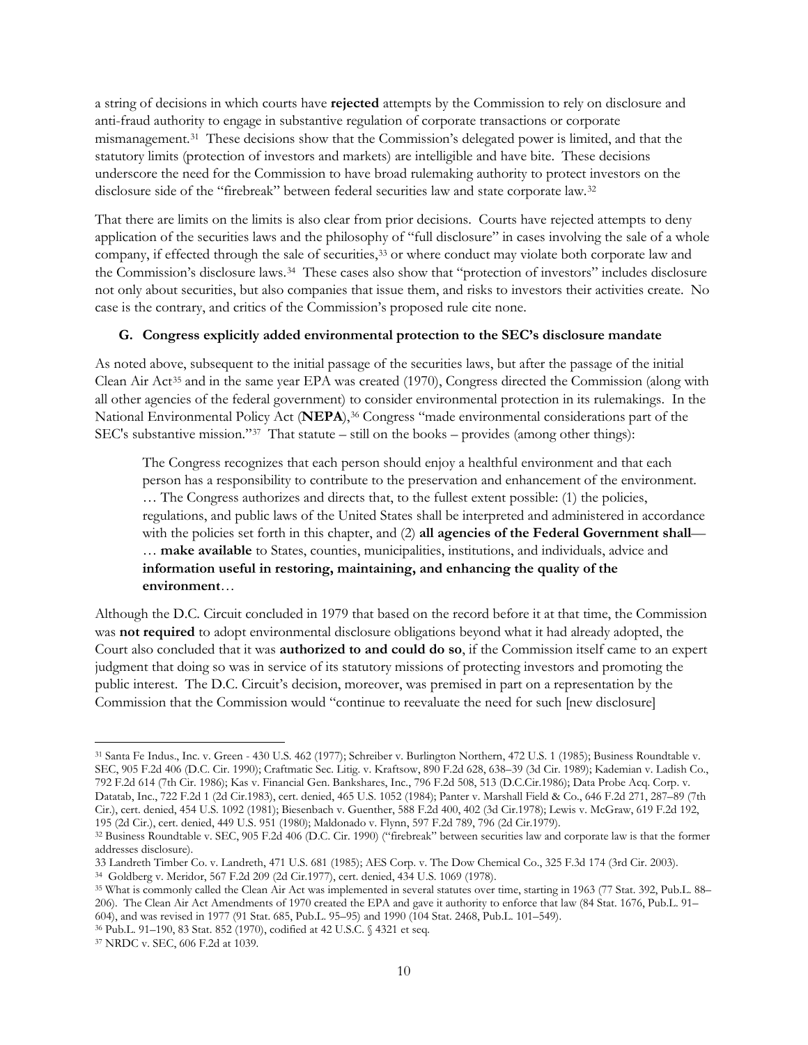a string of decisions in which courts have **rejected** attempts by the Commission to rely on disclosure and anti-fraud authority to engage in substantive regulation of corporate transactions or corporate mismanagement.[31] These decisions show that the Commission's delegated power is limited, and that the statutory limits (protection of investors and markets) are intelligible and have bite. These decisions underscore the need for the Commission to have broad rulemaking authority to protect investors on the disclosure side of the "firebreak" between federal securities law and state corporate law.[32]

That there are limits on the limits is also clear from prior decisions. Courts have rejected attempts to deny application of the securities laws and the philosophy of "full disclosure" in cases involving the sale of a whole company, if effected through the sale of securities,[33] or where conduct may violate both corporate law and the Commission's disclosure laws.[34] These cases also show that "protection of investors" includes disclosure not only about securities, but also companies that issue them, and risks to investors their activities create. No case is the contrary, and critics of the Commission's proposed rule cite none.

### G. Congress explicitly added environmental protection to the SEC's disclosure mandate

As noted above, subsequent to the initial passage of the securities laws, but after the passage of the initial Clean Air Act[35] and in the same year EPA was created (1970), Congress directed the Commission (along with all other agencies of the federal government) to consider environmental protection in its rulemakings. In the National Environmental Policy Act (**NEPA**),[36] Congress "made environmental considerations part of the SEC's substantive mission."[37] That statute – still on the books – provides (among other things):

> The Congress recognizes that each person should enjoy a healthful environment and that each person has a responsibility to contribute to the preservation and enhancement of the environment. … The Congress authorizes and directs that, to the fullest extent possible: (1) the policies, regulations, and public laws of the United States shall be interpreted and administered in accordance with the policies set forth in this chapter, and (2) **all agencies of the Federal Government shall**— … **make available** to States, counties, municipalities, institutions, and individuals, advice and **information useful in restoring, maintaining, and enhancing the quality of the environment**…

Although the D.C. Circuit concluded in 1979 that based on the record before it at that time, the Commission was **not required** to adopt environmental disclosure obligations beyond what it had already adopted, the Court also concluded that it was **authorized to and could do so**, if the Commission itself came to an expert judgment that doing so was in service of its statutory missions of protecting investors and promoting the public interest. The D.C. Circuit's decision, moreover, was premised in part on a representation by the Commission that the Commission would "continue to reevaluate the need for such [new disclosure]

---

[31] Santa Fe Indus., Inc. v. Green - 430 U.S. 462 (1977); Schreiber v. Burlington Northern, 472 U.S. 1 (1985); Business Roundtable v. SEC, 905 F.2d 406 (D.C. Cir. 1990); Craftmatic Sec. Litig. v. Kraftsow, 890 F.2d 628, 638–39 (3d Cir. 1989); Kademian v. Ladish Co., 792 F.2d 614 (7th Cir. 1986); Kas v. Financial Gen. Bankshares, Inc., 796 F.2d 508, 513 (D.C.Cir.1986); Data Probe Acq. Corp. v. Datatab, Inc., 722 F.2d 1 (2d Cir.1983), cert. denied, 465 U.S. 1052 (1984); Panter v. Marshall Field & Co., 646 F.2d 271, 287–89 (7th Cir.), cert. denied, 454 U.S. 1092 (1981); Biesenbach v. Guenther, 588 F.2d 400, 402 (3d Cir.1978); Lewis v. McGraw, 619 F.2d 192, 195 (2d Cir.), cert. denied, 449 U.S. 951 (1980); Maldonado v. Flynn, 597 F.2d 789, 796 (2d Cir.1979).

[32] Business Roundtable v. SEC, 905 F.2d 406 (D.C. Cir. 1990) ("firebreak" between securities law and corporate law is that the former addresses disclosure).

33 Landreth Timber Co. v. Landreth, 471 U.S. 681 (1985); AES Corp. v. The Dow Chemical Co., 325 F.3d 174 (3rd Cir. 2003).

[34] Goldberg v. Meridor, 567 F.2d 209 (2d Cir.1977), cert. denied, 434 U.S. 1069 (1978).

[35] What is commonly called the Clean Air Act was implemented in several statutes over time, starting in 1963 (77 Stat. 392, Pub.L. 88–206). The Clean Air Act Amendments of 1970 created the EPA and gave it authority to enforce that law (84 Stat. 1676, Pub.L. 91–604), and was revised in 1977 (91 Stat. 685, Pub.L. 95–95) and 1990 (104 Stat. 2468, Pub.L. 101–549).

[36] Pub.L. 91–190, 83 Stat. 852 (1970), codified at 42 U.S.C. § 4321 et seq.

[37] NRDC v. SEC, 606 F.2d at 1039.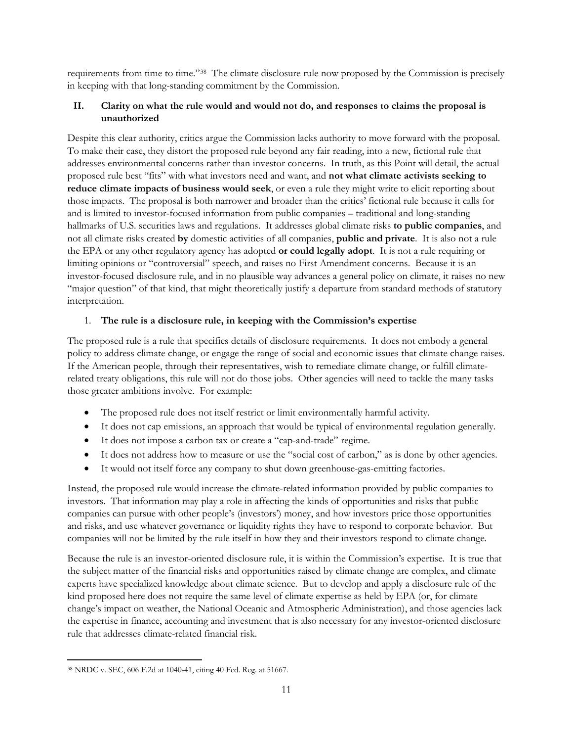requirements from time to time."[38] The climate disclosure rule now proposed by the Commission is precisely in keeping with that long-standing commitment by the Commission.

## II. Clarity on what the rule would and would not do, and responses to claims the proposal is unauthorized

Despite this clear authority, critics argue the Commission lacks authority to move forward with the proposal. To make their case, they distort the proposed rule beyond any fair reading, into a new, fictional rule that addresses environmental concerns rather than investor concerns. In truth, as this Point will detail, the actual proposed rule best "fits" with what investors need and want, and **not what climate activists seeking to reduce climate impacts of business would seek**, or even a rule they might write to elicit reporting about those impacts. The proposal is both narrower and broader than the critics' fictional rule because it calls for and is limited to investor-focused information from public companies – traditional and long-standing hallmarks of U.S. securities laws and regulations. It addresses global climate risks **to public companies**, and not all climate risks created **by** domestic activities of all companies, **public and private**. It is also not a rule the EPA or any other regulatory agency has adopted **or could legally adopt**. It is not a rule requiring or limiting opinions or "controversial" speech, and raises no First Amendment concerns. Because it is an investor-focused disclosure rule, and in no plausible way advances a general policy on climate, it raises no new "major question" of that kind, that might theoretically justify a departure from standard methods of statutory interpretation.

### 1. The rule is a disclosure rule, in keeping with the Commission's expertise

The proposed rule is a rule that specifies details of disclosure requirements. It does not embody a general policy to address climate change, or engage the range of social and economic issues that climate change raises. If the American people, through their representatives, wish to remediate climate change, or fulfill climate-related treaty obligations, this rule will not do those jobs. Other agencies will need to tackle the many tasks those greater ambitions involve. For example:

- The proposed rule does not itself restrict or limit environmentally harmful activity.
- It does not cap emissions, an approach that would be typical of environmental regulation generally.
- It does not impose a carbon tax or create a "cap-and-trade" regime.
- It does not address how to measure or use the "social cost of carbon," as is done by other agencies.
- It would not itself force any company to shut down greenhouse-gas-emitting factories.

Instead, the proposed rule would increase the climate-related information provided by public companies to investors. That information may play a role in affecting the kinds of opportunities and risks that public companies can pursue with other people's (investors') money, and how investors price those opportunities and risks, and use whatever governance or liquidity rights they have to respond to corporate behavior. But companies will not be limited by the rule itself in how they and their investors respond to climate change.

Because the rule is an investor-oriented disclosure rule, it is within the Commission's expertise. It is true that the subject matter of the financial risks and opportunities raised by climate change are complex, and climate experts have specialized knowledge about climate science. But to develop and apply a disclosure rule of the kind proposed here does not require the same level of climate expertise as held by EPA (or, for climate change's impact on weather, the National Oceanic and Atmospheric Administration), and those agencies lack the expertise in finance, accounting and investment that is also necessary for any investor-oriented disclosure rule that addresses climate-related financial risk.

---

[38] NRDC v. SEC, 606 F.2d at 1040-41, citing 40 Fed. Reg. at 51667.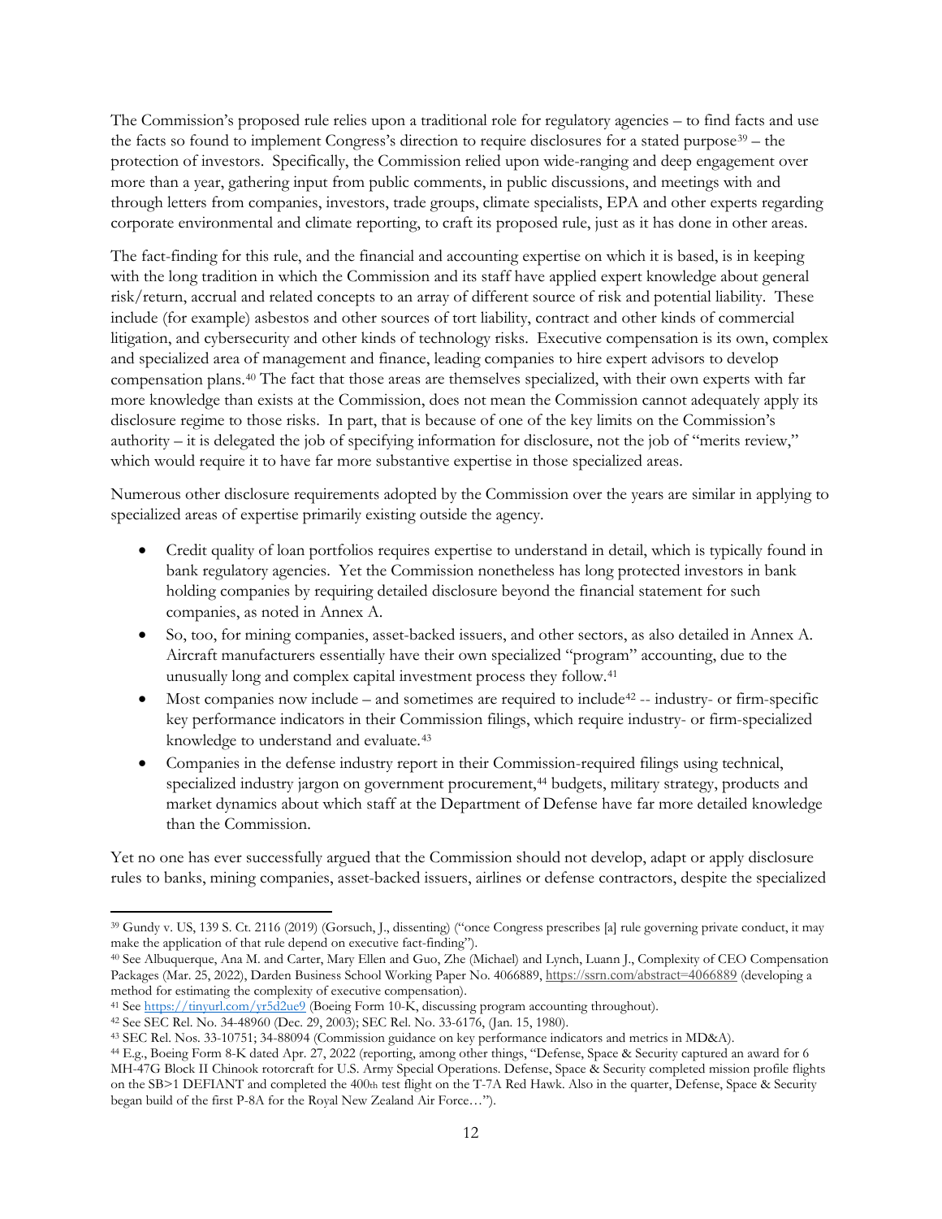The Commission's proposed rule relies upon a traditional role for regulatory agencies – to find facts and use the facts so found to implement Congress's direction to require disclosures for a stated purpose[39] – the protection of investors. Specifically, the Commission relied upon wide-ranging and deep engagement over more than a year, gathering input from public comments, in public discussions, and meetings with and through letters from companies, investors, trade groups, climate specialists, EPA and other experts regarding corporate environmental and climate reporting, to craft its proposed rule, just as it has done in other areas.

The fact-finding for this rule, and the financial and accounting expertise on which it is based, is in keeping with the long tradition in which the Commission and its staff have applied expert knowledge about general risk/return, accrual and related concepts to an array of different source of risk and potential liability. These include (for example) asbestos and other sources of tort liability, contract and other kinds of commercial litigation, and cybersecurity and other kinds of technology risks. Executive compensation is its own, complex and specialized area of management and finance, leading companies to hire expert advisors to develop compensation plans.[40] The fact that those areas are themselves specialized, with their own experts with far more knowledge than exists at the Commission, does not mean the Commission cannot adequately apply its disclosure regime to those risks. In part, that is because of one of the key limits on the Commission's authority – it is delegated the job of specifying information for disclosure, not the job of "merits review," which would require it to have far more substantive expertise in those specialized areas.

Numerous other disclosure requirements adopted by the Commission over the years are similar in applying to specialized areas of expertise primarily existing outside the agency.

- Credit quality of loan portfolios requires expertise to understand in detail, which is typically found in bank regulatory agencies. Yet the Commission nonetheless has long protected investors in bank holding companies by requiring detailed disclosure beyond the financial statement for such companies, as noted in Annex A.
- So, too, for mining companies, asset-backed issuers, and other sectors, as also detailed in Annex A. Aircraft manufacturers essentially have their own specialized "program" accounting, due to the unusually long and complex capital investment process they follow.[41]
- Most companies now include – and sometimes are required to include[42] -- industry- or firm-specific key performance indicators in their Commission filings, which require industry- or firm-specialized knowledge to understand and evaluate.[43]
- Companies in the defense industry report in their Commission-required filings using technical, specialized industry jargon on government procurement,[44] budgets, military strategy, products and market dynamics about which staff at the Department of Defense have far more detailed knowledge than the Commission.

Yet no one has ever successfully argued that the Commission should not develop, adapt or apply disclosure rules to banks, mining companies, asset-backed issuers, airlines or defense contractors, despite the specialized

---

[39] Gundy v. US, 139 S. Ct. 2116 (2019) (Gorsuch, J., dissenting) ("once Congress prescribes [a] rule governing private conduct, it may make the application of that rule depend on executive fact-finding").

[40] See Albuquerque, Ana M. and Carter, Mary Ellen and Guo, Zhe (Michael) and Lynch, Luann J., Complexity of CEO Compensation Packages (Mar. 25, 2022), Darden Business School Working Paper No. 4066889, https://ssrn.com/abstract=4066889 (developing a method for estimating the complexity of executive compensation).

[41] See https://tinyurl.com/yr5d2ue9 (Boeing Form 10-K, discussing program accounting throughout).

[42] See SEC Rel. No. 34-48960 (Dec. 29, 2003); SEC Rel. No. 33-6176, (Jan. 15, 1980).

[43] SEC Rel. Nos. 33-10751; 34-88094 (Commission guidance on key performance indicators and metrics in MD&A).

[44] E.g., Boeing Form 8-K dated Apr. 27, 2022 (reporting, among other things, "Defense, Space & Security captured an award for 6 MH-47G Block II Chinook rotorcraft for U.S. Army Special Operations. Defense, Space & Security completed mission profile flights on the SB>1 DEFIANT and completed the 400th test flight on the T-7A Red Hawk. Also in the quarter, Defense, Space & Security began build of the first P-8A for the Royal New Zealand Air Force…").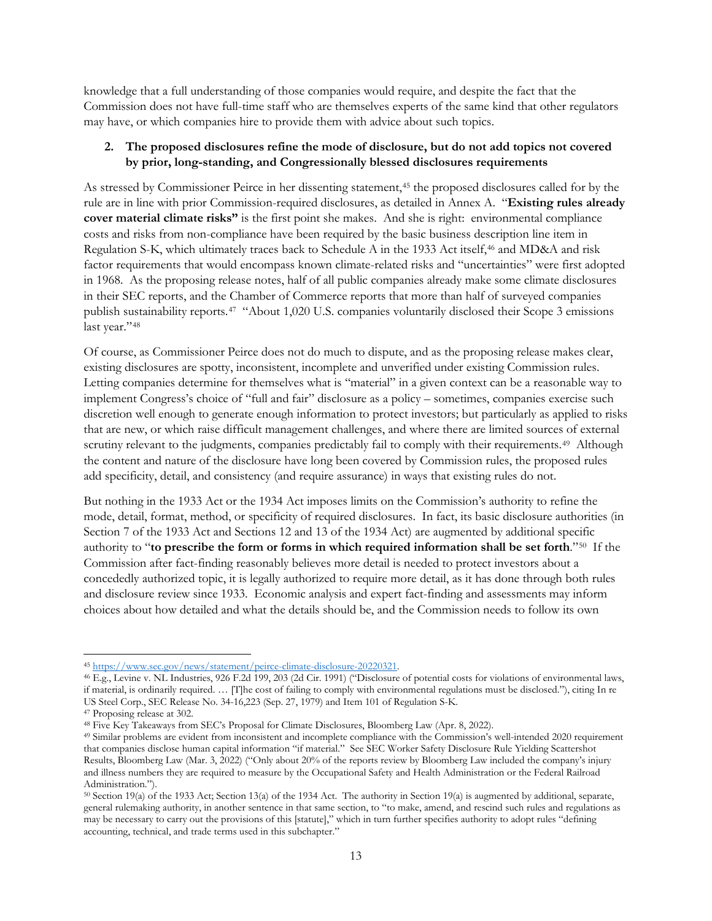knowledge that a full understanding of those companies would require, and despite the fact that the Commission does not have full-time staff who are themselves experts of the same kind that other regulators may have, or which companies hire to provide them with advice about such topics.

**2. The proposed disclosures refine the mode of disclosure, but do not add topics not covered by prior, long-standing, and Congressionally blessed disclosures requirements**

As stressed by Commissioner Peirce in her dissenting statement,[45] the proposed disclosures called for by the rule are in line with prior Commission-required disclosures, as detailed in Annex A. "**Existing rules already cover material climate risks"** is the first point she makes. And she is right: environmental compliance costs and risks from non-compliance have been required by the basic business description line item in Regulation S-K, which ultimately traces back to Schedule A in the 1933 Act itself,[46] and MD&A and risk factor requirements that would encompass known climate-related risks and "uncertainties" were first adopted in 1968. As the proposing release notes, half of all public companies already make some climate disclosures in their SEC reports, and the Chamber of Commerce reports that more than half of surveyed companies publish sustainability reports.[47] "About 1,020 U.S. companies voluntarily disclosed their Scope 3 emissions last year."[48]

Of course, as Commissioner Peirce does not do much to dispute, and as the proposing release makes clear, existing disclosures are spotty, inconsistent, incomplete and unverified under existing Commission rules. Letting companies determine for themselves what is "material" in a given context can be a reasonable way to implement Congress's choice of "full and fair" disclosure as a policy – sometimes, companies exercise such discretion well enough to generate enough information to protect investors; but particularly as applied to risks that are new, or which raise difficult management challenges, and where there are limited sources of external scrutiny relevant to the judgments, companies predictably fail to comply with their requirements.[49] Although the content and nature of the disclosure have long been covered by Commission rules, the proposed rules add specificity, detail, and consistency (and require assurance) in ways that existing rules do not.

But nothing in the 1933 Act or the 1934 Act imposes limits on the Commission's authority to refine the mode, detail, format, method, or specificity of required disclosures. In fact, its basic disclosure authorities (in Section 7 of the 1933 Act and Sections 12 and 13 of the 1934 Act) are augmented by additional specific authority to "**to prescribe the form or forms in which required information shall be set forth**."[50] If the Commission after fact-finding reasonably believes more detail is needed to protect investors about a concededly authorized topic, it is legally authorized to require more detail, as it has done through both rules and disclosure review since 1933. Economic analysis and expert fact-finding and assessments may inform choices about how detailed and what the details should be, and the Commission needs to follow its own

---

[45] https://www.sec.gov/news/statement/peirce-climate-disclosure-20220321.

[46] E.g., Levine v. NL Industries, 926 F.2d 199, 203 (2d Cir. 1991) ("Disclosure of potential costs for violations of environmental laws, if material, is ordinarily required. … [T]he cost of failing to comply with environmental regulations must be disclosed."), citing In re US Steel Corp., SEC Release No. 34-16,223 (Sep. 27, 1979) and Item 101 of Regulation S-K.

[47] Proposing release at 302.

[48] Five Key Takeaways from SEC's Proposal for Climate Disclosures, Bloomberg Law (Apr. 8, 2022).

[49] Similar problems are evident from inconsistent and incomplete compliance with the Commission's well-intended 2020 requirement that companies disclose human capital information "if material." See SEC Worker Safety Disclosure Rule Yielding Scattershot Results, Bloomberg Law (Mar. 3, 2022) ("Only about 20% of the reports review by Bloomberg Law included the company's injury and illness numbers they are required to measure by the Occupational Safety and Health Administration or the Federal Railroad Administration.").

[50] Section 19(a) of the 1933 Act; Section 13(a) of the 1934 Act. The authority in Section 19(a) is augmented by additional, separate, general rulemaking authority, in another sentence in that same section, to "to make, amend, and rescind such rules and regulations as may be necessary to carry out the provisions of this [statute]," which in turn further specifies authority to adopt rules "defining accounting, technical, and trade terms used in this subchapter."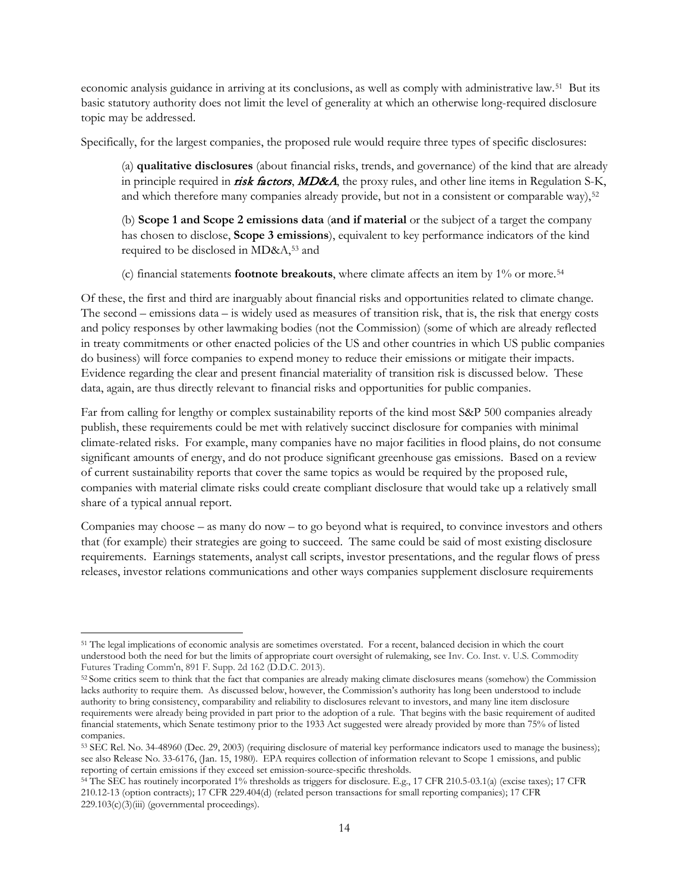economic analysis guidance in arriving at its conclusions, as well as comply with administrative law.[51] But its basic statutory authority does not limit the level of generality at which an otherwise long-required disclosure topic may be addressed.

Specifically, for the largest companies, the proposed rule would require three types of specific disclosures:

> (a) **qualitative disclosures** (about financial risks, trends, and governance) of the kind that are already in principle required in ***risk factors***, ***MD&A***, the proxy rules, and other line items in Regulation S-K, and which therefore many companies already provide, but not in a consistent or comparable way),[52]
>
> (b) **Scope 1 and Scope 2 emissions data** (**and if material** or the subject of a target the company has chosen to disclose, **Scope 3 emissions**), equivalent to key performance indicators of the kind required to be disclosed in MD&A,[53] and
>
> (c) financial statements **footnote breakouts**, where climate affects an item by 1% or more.[54]

Of these, the first and third are inarguably about financial risks and opportunities related to climate change. The second – emissions data – is widely used as measures of transition risk, that is, the risk that energy costs and policy responses by other lawmaking bodies (not the Commission) (some of which are already reflected in treaty commitments or other enacted policies of the US and other countries in which US public companies do business) will force companies to expend money to reduce their emissions or mitigate their impacts. Evidence regarding the clear and present financial materiality of transition risk is discussed below. These data, again, are thus directly relevant to financial risks and opportunities for public companies.

Far from calling for lengthy or complex sustainability reports of the kind most S&P 500 companies already publish, these requirements could be met with relatively succinct disclosure for companies with minimal climate-related risks. For example, many companies have no major facilities in flood plains, do not consume significant amounts of energy, and do not produce significant greenhouse gas emissions. Based on a review of current sustainability reports that cover the same topics as would be required by the proposed rule, companies with material climate risks could create compliant disclosure that would take up a relatively small share of a typical annual report.

Companies may choose – as many do now – to go beyond what is required, to convince investors and others that (for example) their strategies are going to succeed. The same could be said of most existing disclosure requirements. Earnings statements, analyst call scripts, investor presentations, and the regular flows of press releases, investor relations communications and other ways companies supplement disclosure requirements

---

[51] The legal implications of economic analysis are sometimes overstated. For a recent, balanced decision in which the court understood both the need for but the limits of appropriate court oversight of rulemaking, see Inv. Co. Inst. v. U.S. Commodity Futures Trading Comm'n, 891 F. Supp. 2d 162 (D.D.C. 2013).

[52] Some critics seem to think that the fact that companies are already making climate disclosures means (somehow) the Commission lacks authority to require them. As discussed below, however, the Commission's authority has long been understood to include authority to bring consistency, comparability and reliability to disclosures relevant to investors, and many line item disclosure requirements were already being provided in part prior to the adoption of a rule. That begins with the basic requirement of audited financial statements, which Senate testimony prior to the 1933 Act suggested were already provided by more than 75% of listed companies.

[53] SEC Rel. No. 34-48960 (Dec. 29, 2003) (requiring disclosure of material key performance indicators used to manage the business); see also Release No. 33-6176, (Jan. 15, 1980). EPA requires collection of information relevant to Scope 1 emissions, and public reporting of certain emissions if they exceed set emission-source-specific thresholds.

[54] The SEC has routinely incorporated 1% thresholds as triggers for disclosure. E.g., 17 CFR 210.5-03.1(a) (excise taxes); 17 CFR 210.12-13 (option contracts); 17 CFR 229.404(d) (related person transactions for small reporting companies); 17 CFR 229.103(c)(3)(iii) (governmental proceedings).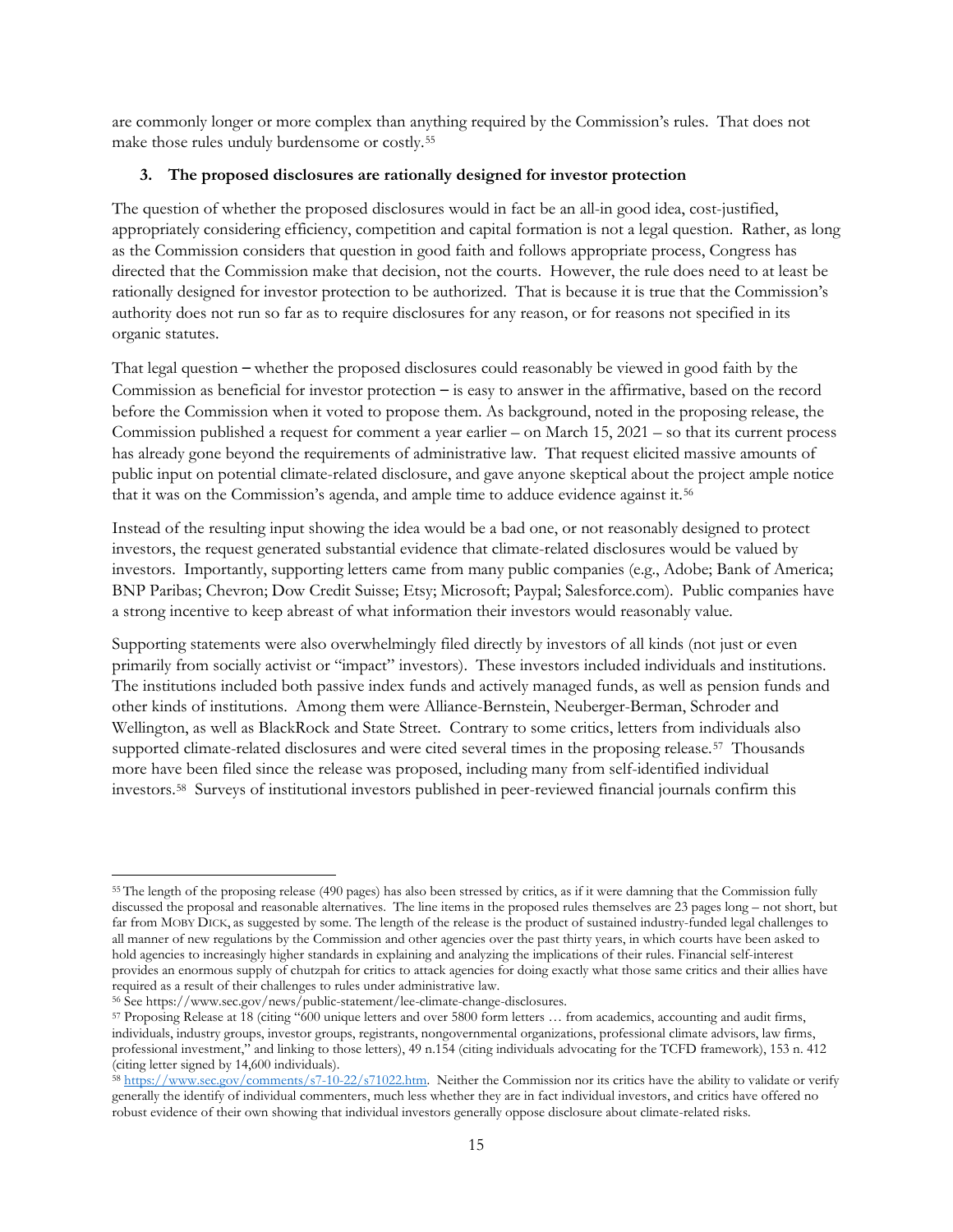are commonly longer or more complex than anything required by the Commission's rules. That does not make those rules unduly burdensome or costly.[55]

### 3. The proposed disclosures are rationally designed for investor protection

The question of whether the proposed disclosures would in fact be an all-in good idea, cost-justified, appropriately considering efficiency, competition and capital formation is not a legal question. Rather, as long as the Commission considers that question in good faith and follows appropriate process, Congress has directed that the Commission make that decision, not the courts. However, the rule does need to at least be rationally designed for investor protection to be authorized. That is because it is true that the Commission's authority does not run so far as to require disclosures for any reason, or for reasons not specified in its organic statutes.

That legal question – whether the proposed disclosures could reasonably be viewed in good faith by the Commission as beneficial for investor protection – is easy to answer in the affirmative, based on the record before the Commission when it voted to propose them. As background, noted in the proposing release, the Commission published a request for comment a year earlier – on March 15, 2021 – so that its current process has already gone beyond the requirements of administrative law. That request elicited massive amounts of public input on potential climate-related disclosure, and gave anyone skeptical about the project ample notice that it was on the Commission's agenda, and ample time to adduce evidence against it.[56]

Instead of the resulting input showing the idea would be a bad one, or not reasonably designed to protect investors, the request generated substantial evidence that climate-related disclosures would be valued by investors. Importantly, supporting letters came from many public companies (e.g., Adobe; Bank of America; BNP Paribas; Chevron; Dow Credit Suisse; Etsy; Microsoft; Paypal; Salesforce.com). Public companies have a strong incentive to keep abreast of what information their investors would reasonably value.

Supporting statements were also overwhelmingly filed directly by investors of all kinds (not just or even primarily from socially activist or "impact" investors). These investors included individuals and institutions. The institutions included both passive index funds and actively managed funds, as well as pension funds and other kinds of institutions. Among them were Alliance-Bernstein, Neuberger-Berman, Schroder and Wellington, as well as BlackRock and State Street. Contrary to some critics, letters from individuals also supported climate-related disclosures and were cited several times in the proposing release.[57] Thousands more have been filed since the release was proposed, including many from self-identified individual investors.[58] Surveys of institutional investors published in peer-reviewed financial journals confirm this

---

[55] The length of the proposing release (490 pages) has also been stressed by critics, as if it were damning that the Commission fully discussed the proposal and reasonable alternatives. The line items in the proposed rules themselves are 23 pages long – not short, but far from MOBY DICK, as suggested by some. The length of the release is the product of sustained industry-funded legal challenges to all manner of new regulations by the Commission and other agencies over the past thirty years, in which courts have been asked to hold agencies to increasingly higher standards in explaining and analyzing the implications of their rules. Financial self-interest provides an enormous supply of chutzpah for critics to attack agencies for doing exactly what those same critics and their allies have required as a result of their challenges to rules under administrative law.

[56] See https://www.sec.gov/news/public-statement/lee-climate-change-disclosures.

[57] Proposing Release at 18 (citing "600 unique letters and over 5800 form letters … from academics, accounting and audit firms, individuals, industry groups, investor groups, registrants, nongovernmental organizations, professional climate advisors, law firms, professional investment," and linking to those letters), 49 n.154 (citing individuals advocating for the TCFD framework), 153 n. 412 (citing letter signed by 14,600 individuals).

[58] https://www.sec.gov/comments/s7-10-22/s71022.htm. Neither the Commission nor its critics have the ability to validate or verify generally the identify of individual commenters, much less whether they are in fact individual investors, and critics have offered no robust evidence of their own showing that individual investors generally oppose disclosure about climate-related risks.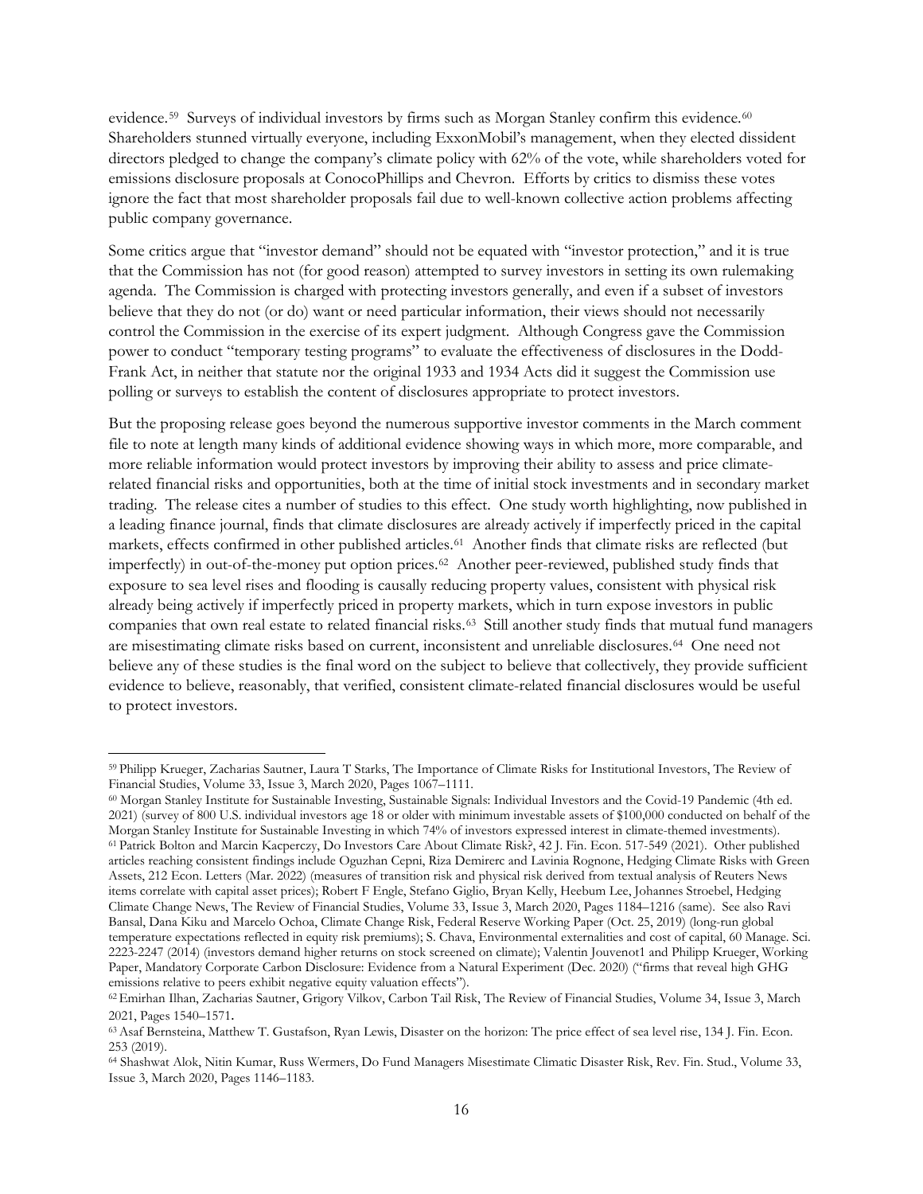evidence.[59] Surveys of individual investors by firms such as Morgan Stanley confirm this evidence.[60] Shareholders stunned virtually everyone, including ExxonMobil's management, when they elected dissident directors pledged to change the company's climate policy with 62% of the vote, while shareholders voted for emissions disclosure proposals at ConocoPhillips and Chevron. Efforts by critics to dismiss these votes ignore the fact that most shareholder proposals fail due to well-known collective action problems affecting public company governance.

Some critics argue that "investor demand" should not be equated with "investor protection," and it is true that the Commission has not (for good reason) attempted to survey investors in setting its own rulemaking agenda. The Commission is charged with protecting investors generally, and even if a subset of investors believe that they do not (or do) want or need particular information, their views should not necessarily control the Commission in the exercise of its expert judgment. Although Congress gave the Commission power to conduct "temporary testing programs" to evaluate the effectiveness of disclosures in the Dodd-Frank Act, in neither that statute nor the original 1933 and 1934 Acts did it suggest the Commission use polling or surveys to establish the content of disclosures appropriate to protect investors.

But the proposing release goes beyond the numerous supportive investor comments in the March comment file to note at length many kinds of additional evidence showing ways in which more, more comparable, and more reliable information would protect investors by improving their ability to assess and price climate-related financial risks and opportunities, both at the time of initial stock investments and in secondary market trading. The release cites a number of studies to this effect. One study worth highlighting, now published in a leading finance journal, finds that climate disclosures are already actively if imperfectly priced in the capital markets, effects confirmed in other published articles.[61] Another finds that climate risks are reflected (but imperfectly) in out-of-the-money put option prices.[62] Another peer-reviewed, published study finds that exposure to sea level rises and flooding is causally reducing property values, consistent with physical risk already being actively if imperfectly priced in property markets, which in turn expose investors in public companies that own real estate to related financial risks.[63] Still another study finds that mutual fund managers are misestimating climate risks based on current, inconsistent and unreliable disclosures.[64] One need not believe any of these studies is the final word on the subject to believe that collectively, they provide sufficient evidence to believe, reasonably, that verified, consistent climate-related financial disclosures would be useful to protect investors.

---

[59] Philipp Krueger, Zacharias Sautner, Laura T Starks, The Importance of Climate Risks for Institutional Investors, The Review of Financial Studies, Volume 33, Issue 3, March 2020, Pages 1067–1111.

[60] Morgan Stanley Institute for Sustainable Investing, Sustainable Signals: Individual Investors and the Covid-19 Pandemic (4th ed. 2021) (survey of 800 U.S. individual investors age 18 or older with minimum investable assets of $100,000 conducted on behalf of the Morgan Stanley Institute for Sustainable Investing in which 74% of investors expressed interest in climate-themed investments).

[61] Patrick Bolton and Marcin Kacperczy, Do Investors Care About Climate Risk?, 42 J. Fin. Econ. 517-549 (2021). Other published articles reaching consistent findings include Oguzhan Cepni, Riza Demirerc and Lavinia Rognone, Hedging Climate Risks with Green Assets, 212 Econ. Letters (Mar. 2022) (measures of transition risk and physical risk derived from textual analysis of Reuters News items correlate with capital asset prices); Robert F Engle, Stefano Giglio, Bryan Kelly, Heebum Lee, Johannes Stroebel, Hedging Climate Change News, The Review of Financial Studies, Volume 33, Issue 3, March 2020, Pages 1184–1216 (same). See also Ravi Bansal, Dana Kiku and Marcelo Ochoa, Climate Change Risk, Federal Reserve Working Paper (Oct. 25, 2019) (long-run global temperature expectations reflected in equity risk premiums); S. Chava, Environmental externalities and cost of capital, 60 Manage. Sci. 2223-2247 (2014) (investors demand higher returns on stock screened on climate); Valentin Jouvenot1 and Philipp Krueger, Working Paper, Mandatory Corporate Carbon Disclosure: Evidence from a Natural Experiment (Dec. 2020) ("firms that reveal high GHG emissions relative to peers exhibit negative equity valuation effects").

[62] Emirhan Ilhan, Zacharias Sautner, Grigory Vilkov, Carbon Tail Risk, The Review of Financial Studies, Volume 34, Issue 3, March 2021, Pages 1540–1571.

[63] Asaf Bernsteina, Matthew T. Gustafson, Ryan Lewis, Disaster on the horizon: The price effect of sea level rise, 134 J. Fin. Econ. 253 (2019).

[64] Shashwat Alok, Nitin Kumar, Russ Wermers, Do Fund Managers Misestimate Climatic Disaster Risk, Rev. Fin. Stud., Volume 33, Issue 3, March 2020, Pages 1146–1183.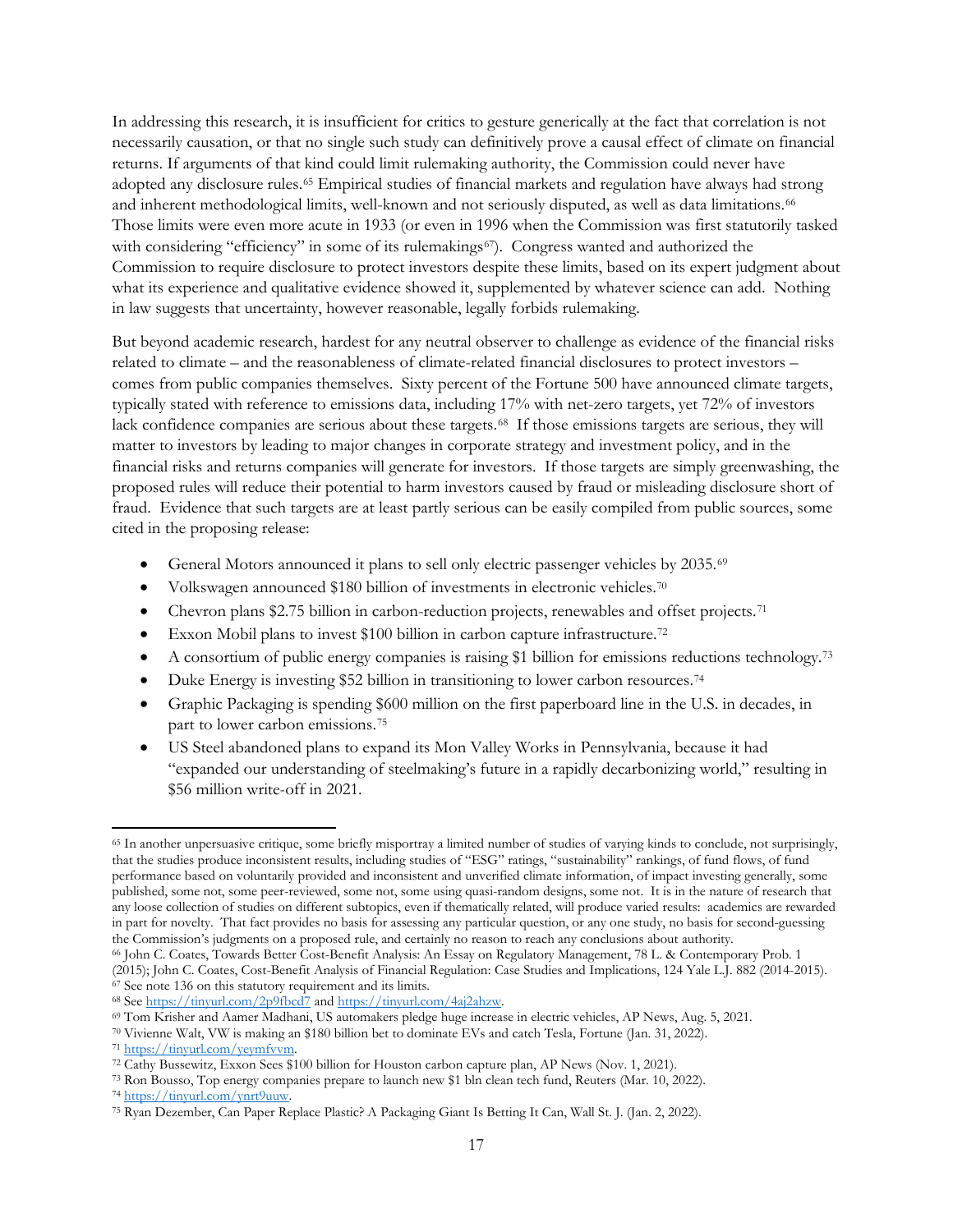In addressing this research, it is insufficient for critics to gesture generically at the fact that correlation is not necessarily causation, or that no single such study can definitively prove a causal effect of climate on financial returns. If arguments of that kind could limit rulemaking authority, the Commission could never have adopted any disclosure rules.[65] Empirical studies of financial markets and regulation have always had strong and inherent methodological limits, well-known and not seriously disputed, as well as data limitations.[66] Those limits were even more acute in 1933 (or even in 1996 when the Commission was first statutorily tasked with considering "efficiency" in some of its rulemakings[67]). Congress wanted and authorized the Commission to require disclosure to protect investors despite these limits, based on its expert judgment about what its experience and qualitative evidence showed it, supplemented by whatever science can add. Nothing in law suggests that uncertainty, however reasonable, legally forbids rulemaking.

But beyond academic research, hardest for any neutral observer to challenge as evidence of the financial risks related to climate – and the reasonableness of climate-related financial disclosures to protect investors – comes from public companies themselves. Sixty percent of the Fortune 500 have announced climate targets, typically stated with reference to emissions data, including 17% with net-zero targets, yet 72% of investors lack confidence companies are serious about these targets.[68] If those emissions targets are serious, they will matter to investors by leading to major changes in corporate strategy and investment policy, and in the financial risks and returns companies will generate for investors. If those targets are simply greenwashing, the proposed rules will reduce their potential to harm investors caused by fraud or misleading disclosure short of fraud. Evidence that such targets are at least partly serious can be easily compiled from public sources, some cited in the proposing release:

- General Motors announced it plans to sell only electric passenger vehicles by 2035.[69]
- Volkswagen announced $180 billion of investments in electronic vehicles.[70]
- Chevron plans $2.75 billion in carbon-reduction projects, renewables and offset projects.[71]
- Exxon Mobil plans to invest $100 billion in carbon capture infrastructure.[72]
- A consortium of public energy companies is raising $1 billion for emissions reductions technology.[73]
- Duke Energy is investing $52 billion in transitioning to lower carbon resources.[74]
- Graphic Packaging is spending $600 million on the first paperboard line in the U.S. in decades, in part to lower carbon emissions.[75]
- US Steel abandoned plans to expand its Mon Valley Works in Pennsylvania, because it had "expanded our understanding of steelmaking's future in a rapidly decarbonizing world," resulting in $56 million write-off in 2021.

---

[65] In another unpersuasive critique, some briefly misportray a limited number of studies of varying kinds to conclude, not surprisingly, that the studies produce inconsistent results, including studies of "ESG" ratings, "sustainability" rankings, of fund flows, of fund performance based on voluntarily provided and inconsistent and unverified climate information, of impact investing generally, some published, some not, some peer-reviewed, some not, some using quasi-random designs, some not. It is in the nature of research that any loose collection of studies on different subtopics, even if thematically related, will produce varied results: academics are rewarded in part for novelty. That fact provides no basis for assessing any particular question, or any one study, no basis for second-guessing the Commission's judgments on a proposed rule, and certainly no reason to reach any conclusions about authority.

[66] John C. Coates, Towards Better Cost-Benefit Analysis: An Essay on Regulatory Management, 78 L. & Contemporary Prob. 1 (2015); John C. Coates, Cost-Benefit Analysis of Financial Regulation: Case Studies and Implications, 124 Yale L.J. 882 (2014-2015).

[67] See note 136 on this statutory requirement and its limits.

[68] See https://tinyurl.com/2p9fbcd7 and https://tinyurl.com/4aj2ahzw.

[69] Tom Krisher and Aamer Madhani, US automakers pledge huge increase in electric vehicles, AP News, Aug. 5, 2021.

[70] Vivienne Walt, VW is making an $180 billion bet to dominate EVs and catch Tesla, Fortune (Jan. 31, 2022).

[71] https://tinyurl.com/yeymfvvm.

[72] Cathy Bussewitz, Exxon Sees $100 billion for Houston carbon capture plan, AP News (Nov. 1, 2021).

[73] Ron Bousso, Top energy companies prepare to launch new $1 bln clean tech fund, Reuters (Mar. 10, 2022).

[74] https://tinyurl.com/ynrt9uuw.

[75] Ryan Dezember, Can Paper Replace Plastic? A Packaging Giant Is Betting It Can, Wall St. J. (Jan. 2, 2022).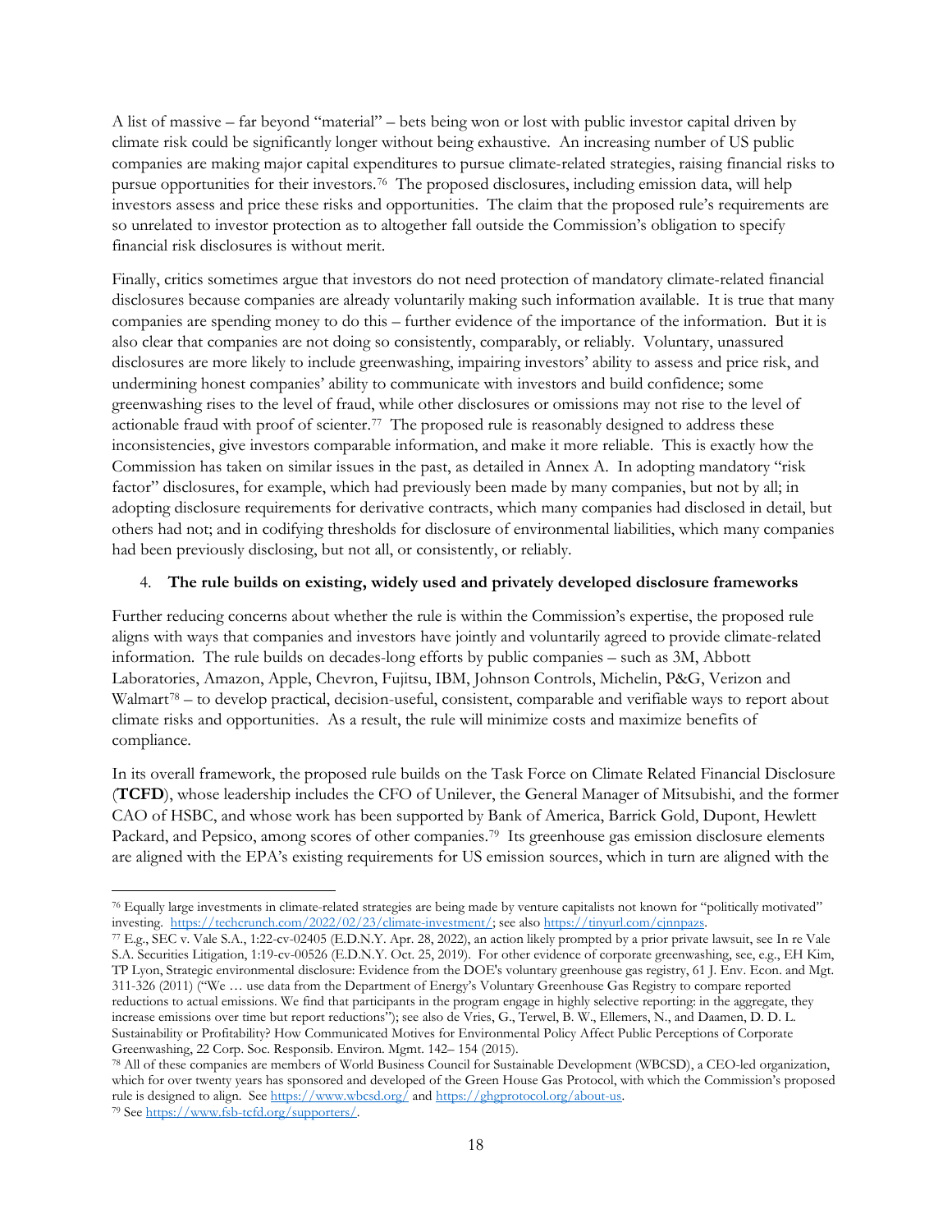A list of massive – far beyond "material" – bets being won or lost with public investor capital driven by climate risk could be significantly longer without being exhaustive. An increasing number of US public companies are making major capital expenditures to pursue climate-related strategies, raising financial risks to pursue opportunities for their investors.[76] The proposed disclosures, including emission data, will help investors assess and price these risks and opportunities. The claim that the proposed rule's requirements are so unrelated to investor protection as to altogether fall outside the Commission's obligation to specify financial risk disclosures is without merit.

Finally, critics sometimes argue that investors do not need protection of mandatory climate-related financial disclosures because companies are already voluntarily making such information available. It is true that many companies are spending money to do this – further evidence of the importance of the information. But it is also clear that companies are not doing so consistently, comparably, or reliably. Voluntary, unassured disclosures are more likely to include greenwashing, impairing investors' ability to assess and price risk, and undermining honest companies' ability to communicate with investors and build confidence; some greenwashing rises to the level of fraud, while other disclosures or omissions may not rise to the level of actionable fraud with proof of scienter.[77] The proposed rule is reasonably designed to address these inconsistencies, give investors comparable information, and make it more reliable. This is exactly how the Commission has taken on similar issues in the past, as detailed in Annex A. In adopting mandatory "risk factor" disclosures, for example, which had previously been made by many companies, but not by all; in adopting disclosure requirements for derivative contracts, which many companies had disclosed in detail, but others had not; and in codifying thresholds for disclosure of environmental liabilities, which many companies had been previously disclosing, but not all, or consistently, or reliably.

4. **The rule builds on existing, widely used and privately developed disclosure frameworks**

Further reducing concerns about whether the rule is within the Commission's expertise, the proposed rule aligns with ways that companies and investors have jointly and voluntarily agreed to provide climate-related information. The rule builds on decades-long efforts by public companies – such as 3M, Abbott Laboratories, Amazon, Apple, Chevron, Fujitsu, IBM, Johnson Controls, Michelin, P&G, Verizon and Walmart[78] – to develop practical, decision-useful, consistent, comparable and verifiable ways to report about climate risks and opportunities. As a result, the rule will minimize costs and maximize benefits of compliance.

In its overall framework, the proposed rule builds on the Task Force on Climate Related Financial Disclosure (**TCFD**), whose leadership includes the CFO of Unilever, the General Manager of Mitsubishi, and the former CAO of HSBC, and whose work has been supported by Bank of America, Barrick Gold, Dupont, Hewlett Packard, and Pepsico, among scores of other companies.[79] Its greenhouse gas emission disclosure elements are aligned with the EPA's existing requirements for US emission sources, which in turn are aligned with the

---

[76] Equally large investments in climate-related strategies are being made by venture capitalists not known for "politically motivated" investing. https://techcrunch.com/2022/02/23/climate-investment/; see also https://tinyurl.com/cjnnpazs.

[77] E.g., SEC v. Vale S.A., 1:22-cv-02405 (E.D.N.Y. Apr. 28, 2022), an action likely prompted by a prior private lawsuit, see In re Vale S.A. Securities Litigation, 1:19-cv-00526 (E.D.N.Y. Oct. 25, 2019). For other evidence of corporate greenwashing, see, e.g., EH Kim, TP Lyon, Strategic environmental disclosure: Evidence from the DOE's voluntary greenhouse gas registry, 61 J. Env. Econ. and Mgt. 311-326 (2011) ("We … use data from the Department of Energy's Voluntary Greenhouse Gas Registry to compare reported reductions to actual emissions. We find that participants in the program engage in highly selective reporting: in the aggregate, they increase emissions over time but report reductions"); see also de Vries, G., Terwel, B. W., Ellemers, N., and Daamen, D. D. L. Sustainability or Profitability? How Communicated Motives for Environmental Policy Affect Public Perceptions of Corporate Greenwashing, 22 Corp. Soc. Responsib. Environ. Mgmt. 142– 154 (2015).

[78] All of these companies are members of World Business Council for Sustainable Development (WBCSD), a CEO-led organization, which for over twenty years has sponsored and developed of the Green House Gas Protocol, with which the Commission's proposed rule is designed to align. See https://www.wbcsd.org/ and https://ghgprotocol.org/about-us.

[79] See https://www.fsb-tcfd.org/supporters/.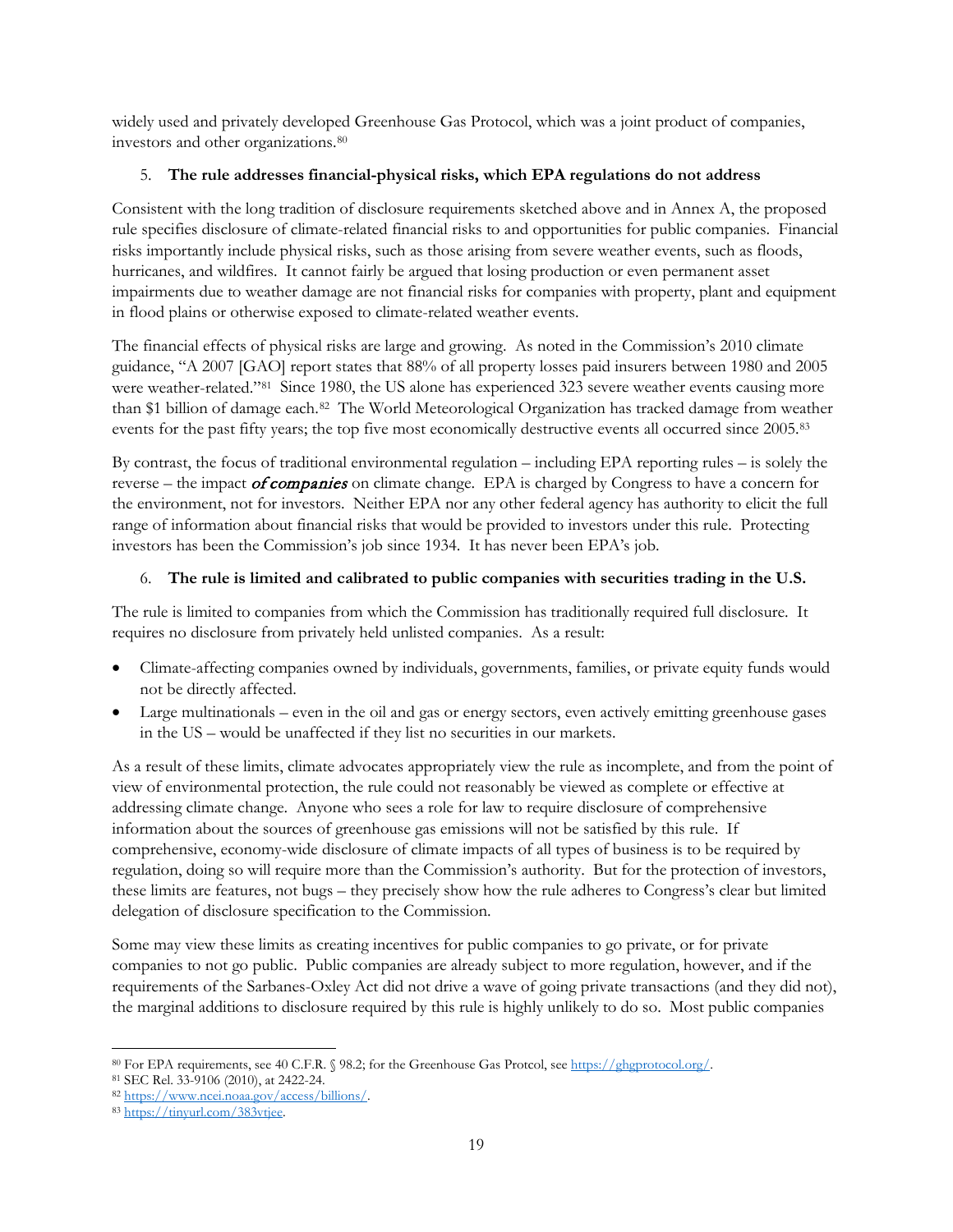widely used and privately developed Greenhouse Gas Protocol, which was a joint product of companies, investors and other organizations.[80]

5. **The rule addresses financial-physical risks, which EPA regulations do not address**

Consistent with the long tradition of disclosure requirements sketched above and in Annex A, the proposed rule specifies disclosure of climate-related financial risks to and opportunities for public companies. Financial risks importantly include physical risks, such as those arising from severe weather events, such as floods, hurricanes, and wildfires. It cannot fairly be argued that losing production or even permanent asset impairments due to weather damage are not financial risks for companies with property, plant and equipment in flood plains or otherwise exposed to climate-related weather events.

The financial effects of physical risks are large and growing. As noted in the Commission's 2010 climate guidance, "A 2007 [GAO] report states that 88% of all property losses paid insurers between 1980 and 2005 were weather-related."[81] Since 1980, the US alone has experienced 323 severe weather events causing more than $1 billion of damage each.[82] The World Meteorological Organization has tracked damage from weather events for the past fifty years; the top five most economically destructive events all occurred since 2005.[83]

By contrast, the focus of traditional environmental regulation – including EPA reporting rules – is solely the reverse – the impact ***of companies*** on climate change. EPA is charged by Congress to have a concern for the environment, not for investors. Neither EPA nor any other federal agency has authority to elicit the full range of information about financial risks that would be provided to investors under this rule. Protecting investors has been the Commission's job since 1934. It has never been EPA's job.

6. **The rule is limited and calibrated to public companies with securities trading in the U.S.**

The rule is limited to companies from which the Commission has traditionally required full disclosure. It requires no disclosure from privately held unlisted companies. As a result:

- Climate-affecting companies owned by individuals, governments, families, or private equity funds would not be directly affected.
- Large multinationals – even in the oil and gas or energy sectors, even actively emitting greenhouse gases in the US – would be unaffected if they list no securities in our markets.

As a result of these limits, climate advocates appropriately view the rule as incomplete, and from the point of view of environmental protection, the rule could not reasonably be viewed as complete or effective at addressing climate change. Anyone who sees a role for law to require disclosure of comprehensive information about the sources of greenhouse gas emissions will not be satisfied by this rule. If comprehensive, economy-wide disclosure of climate impacts of all types of business is to be required by regulation, doing so will require more than the Commission's authority. But for the protection of investors, these limits are features, not bugs – they precisely show how the rule adheres to Congress's clear but limited delegation of disclosure specification to the Commission.

Some may view these limits as creating incentives for public companies to go private, or for private companies to not go public. Public companies are already subject to more regulation, however, and if the requirements of the Sarbanes-Oxley Act did not drive a wave of going private transactions (and they did not), the marginal additions to disclosure required by this rule is highly unlikely to do so. Most public companies

---

[80] For EPA requirements, see 40 C.F.R. § 98.2; for the Greenhouse Gas Protcol, see https://ghgprotocol.org/.

[81] SEC Rel. 33-9106 (2010), at 2422-24.

[82] https://www.ncei.noaa.gov/access/billions/.

[83] https://tinyurl.com/383vtjee.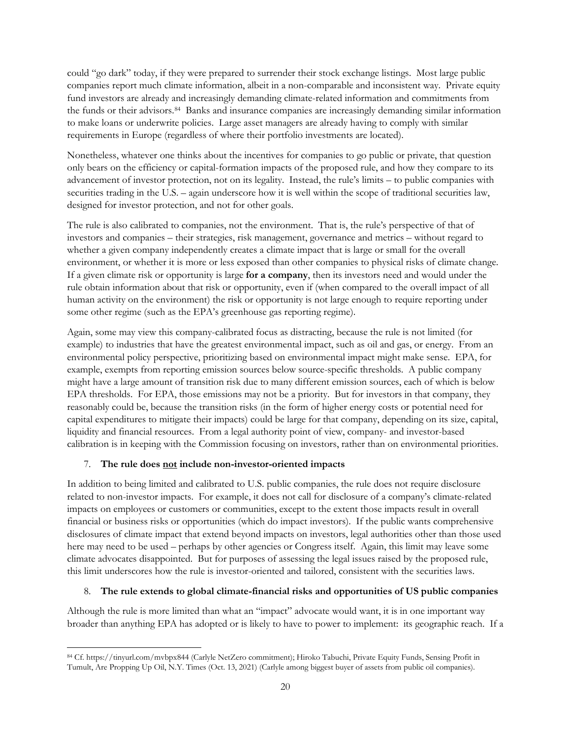could "go dark" today, if they were prepared to surrender their stock exchange listings. Most large public companies report much climate information, albeit in a non-comparable and inconsistent way. Private equity fund investors are already and increasingly demanding climate-related information and commitments from the funds or their advisors.[84] Banks and insurance companies are increasingly demanding similar information to make loans or underwrite policies. Large asset managers are already having to comply with similar requirements in Europe (regardless of where their portfolio investments are located).

Nonetheless, whatever one thinks about the incentives for companies to go public or private, that question only bears on the efficiency or capital-formation impacts of the proposed rule, and how they compare to its advancement of investor protection, not on its legality. Instead, the rule's limits – to public companies with securities trading in the U.S. – again underscore how it is well within the scope of traditional securities law, designed for investor protection, and not for other goals.

The rule is also calibrated to companies, not the environment. That is, the rule's perspective of that of investors and companies – their strategies, risk management, governance and metrics – without regard to whether a given company independently creates a climate impact that is large or small for the overall environment, or whether it is more or less exposed than other companies to physical risks of climate change. If a given climate risk or opportunity is large **for a company**, then its investors need and would under the rule obtain information about that risk or opportunity, even if (when compared to the overall impact of all human activity on the environment) the risk or opportunity is not large enough to require reporting under some other regime (such as the EPA's greenhouse gas reporting regime).

Again, some may view this company-calibrated focus as distracting, because the rule is not limited (for example) to industries that have the greatest environmental impact, such as oil and gas, or energy. From an environmental policy perspective, prioritizing based on environmental impact might make sense. EPA, for example, exempts from reporting emission sources below source-specific thresholds. A public company might have a large amount of transition risk due to many different emission sources, each of which is below EPA thresholds. For EPA, those emissions may not be a priority. But for investors in that company, they reasonably could be, because the transition risks (in the form of higher energy costs or potential need for capital expenditures to mitigate their impacts) could be large for that company, depending on its size, capital, liquidity and financial resources. From a legal authority point of view, company- and investor-based calibration is in keeping with the Commission focusing on investors, rather than on environmental priorities.

7. **The rule does <u>not</u> include non-investor-oriented impacts**

In addition to being limited and calibrated to U.S. public companies, the rule does not require disclosure related to non-investor impacts. For example, it does not call for disclosure of a company's climate-related impacts on employees or customers or communities, except to the extent those impacts result in overall financial or business risks or opportunities (which do impact investors). If the public wants comprehensive disclosures of climate impact that extend beyond impacts on investors, legal authorities other than those used here may need to be used – perhaps by other agencies or Congress itself. Again, this limit may leave some climate advocates disappointed. But for purposes of assessing the legal issues raised by the proposed rule, this limit underscores how the rule is investor-oriented and tailored, consistent with the securities laws.

8. **The rule extends to global climate-financial risks and opportunities of US public companies**

Although the rule is more limited than what an "impact" advocate would want, it is in one important way broader than anything EPA has adopted or is likely to have to power to implement: its geographic reach. If a

[84] Cf. https://tinyurl.com/mvbpx844 (Carlyle NetZero commitment); Hiroko Tabuchi, Private Equity Funds, Sensing Profit in Tumult, Are Propping Up Oil, N.Y. Times (Oct. 13, 2021) (Carlyle among biggest buyer of assets from public oil companies).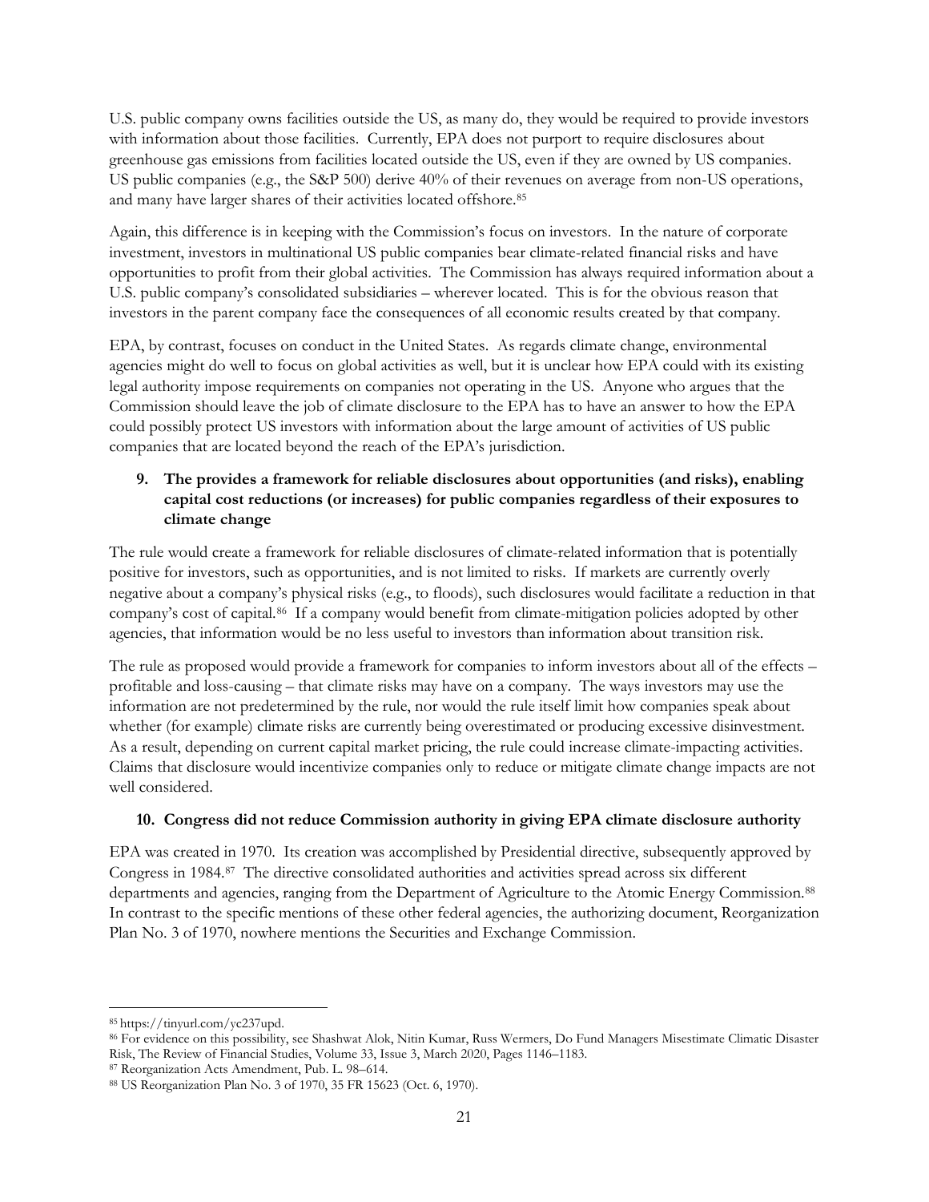U.S. public company owns facilities outside the US, as many do, they would be required to provide investors with information about those facilities. Currently, EPA does not purport to require disclosures about greenhouse gas emissions from facilities located outside the US, even if they are owned by US companies. US public companies (e.g., the S&P 500) derive 40% of their revenues on average from non-US operations, and many have larger shares of their activities located offshore.[85]

Again, this difference is in keeping with the Commission's focus on investors. In the nature of corporate investment, investors in multinational US public companies bear climate-related financial risks and have opportunities to profit from their global activities. The Commission has always required information about a U.S. public company's consolidated subsidiaries – wherever located. This is for the obvious reason that investors in the parent company face the consequences of all economic results created by that company.

EPA, by contrast, focuses on conduct in the United States. As regards climate change, environmental agencies might do well to focus on global activities as well, but it is unclear how EPA could with its existing legal authority impose requirements on companies not operating in the US. Anyone who argues that the Commission should leave the job of climate disclosure to the EPA has to have an answer to how the EPA could possibly protect US investors with information about the large amount of activities of US public companies that are located beyond the reach of the EPA's jurisdiction.

### 9. The provides a framework for reliable disclosures about opportunities (and risks), enabling capital cost reductions (or increases) for public companies regardless of their exposures to climate change

The rule would create a framework for reliable disclosures of climate-related information that is potentially positive for investors, such as opportunities, and is not limited to risks. If markets are currently overly negative about a company's physical risks (e.g., to floods), such disclosures would facilitate a reduction in that company's cost of capital.[86] If a company would benefit from climate-mitigation policies adopted by other agencies, that information would be no less useful to investors than information about transition risk.

The rule as proposed would provide a framework for companies to inform investors about all of the effects – profitable and loss-causing – that climate risks may have on a company. The ways investors may use the information are not predetermined by the rule, nor would the rule itself limit how companies speak about whether (for example) climate risks are currently being overestimated or producing excessive disinvestment. As a result, depending on current capital market pricing, the rule could increase climate-impacting activities. Claims that disclosure would incentivize companies only to reduce or mitigate climate change impacts are not well considered.

### 10. Congress did not reduce Commission authority in giving EPA climate disclosure authority

EPA was created in 1970. Its creation was accomplished by Presidential directive, subsequently approved by Congress in 1984.[87] The directive consolidated authorities and activities spread across six different departments and agencies, ranging from the Department of Agriculture to the Atomic Energy Commission.[88] In contrast to the specific mentions of these other federal agencies, the authorizing document, Reorganization Plan No. 3 of 1970, nowhere mentions the Securities and Exchange Commission.

---

[85] https://tinyurl.com/yc237upd.

[86] For evidence on this possibility, see Shashwat Alok, Nitin Kumar, Russ Wermers, Do Fund Managers Misestimate Climatic Disaster Risk, The Review of Financial Studies, Volume 33, Issue 3, March 2020, Pages 1146–1183.

[87] Reorganization Acts Amendment, Pub. L. 98–614.

[88] US Reorganization Plan No. 3 of 1970, 35 FR 15623 (Oct. 6, 1970).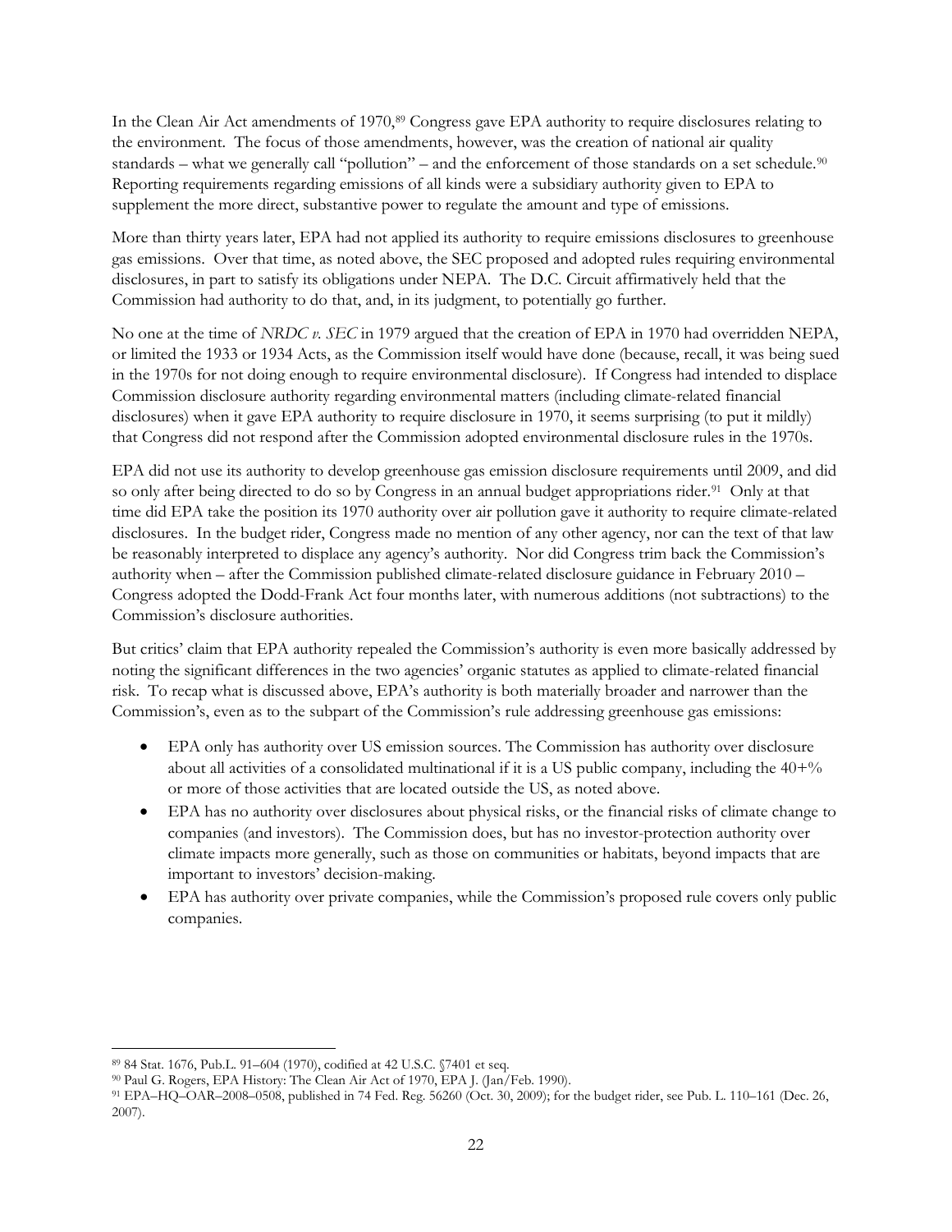In the Clean Air Act amendments of 1970,[89] Congress gave EPA authority to require disclosures relating to the environment. The focus of those amendments, however, was the creation of national air quality standards – what we generally call "pollution" – and the enforcement of those standards on a set schedule.[90] Reporting requirements regarding emissions of all kinds were a subsidiary authority given to EPA to supplement the more direct, substantive power to regulate the amount and type of emissions.

More than thirty years later, EPA had not applied its authority to require emissions disclosures to greenhouse gas emissions. Over that time, as noted above, the SEC proposed and adopted rules requiring environmental disclosures, in part to satisfy its obligations under NEPA. The D.C. Circuit affirmatively held that the Commission had authority to do that, and, in its judgment, to potentially go further.

No one at the time of *NRDC v. SEC* in 1979 argued that the creation of EPA in 1970 had overridden NEPA, or limited the 1933 or 1934 Acts, as the Commission itself would have done (because, recall, it was being sued in the 1970s for not doing enough to require environmental disclosure). If Congress had intended to displace Commission disclosure authority regarding environmental matters (including climate-related financial disclosures) when it gave EPA authority to require disclosure in 1970, it seems surprising (to put it mildly) that Congress did not respond after the Commission adopted environmental disclosure rules in the 1970s.

EPA did not use its authority to develop greenhouse gas emission disclosure requirements until 2009, and did so only after being directed to do so by Congress in an annual budget appropriations rider.[91] Only at that time did EPA take the position its 1970 authority over air pollution gave it authority to require climate-related disclosures. In the budget rider, Congress made no mention of any other agency, nor can the text of that law be reasonably interpreted to displace any agency's authority. Nor did Congress trim back the Commission's authority when – after the Commission published climate-related disclosure guidance in February 2010 – Congress adopted the Dodd-Frank Act four months later, with numerous additions (not subtractions) to the Commission's disclosure authorities.

But critics' claim that EPA authority repealed the Commission's authority is even more basically addressed by noting the significant differences in the two agencies' organic statutes as applied to climate-related financial risk. To recap what is discussed above, EPA's authority is both materially broader and narrower than the Commission's, even as to the subpart of the Commission's rule addressing greenhouse gas emissions:

- EPA only has authority over US emission sources. The Commission has authority over disclosure about all activities of a consolidated multinational if it is a US public company, including the 40+% or more of those activities that are located outside the US, as noted above.
- EPA has no authority over disclosures about physical risks, or the financial risks of climate change to companies (and investors). The Commission does, but has no investor-protection authority over climate impacts more generally, such as those on communities or habitats, beyond impacts that are important to investors' decision-making.
- EPA has authority over private companies, while the Commission's proposed rule covers only public companies.

---

[89] 84 Stat. 1676, Pub.L. 91–604 (1970), codified at 42 U.S.C. §7401 et seq.

[90] Paul G. Rogers, EPA History: The Clean Air Act of 1970, EPA J. (Jan/Feb. 1990).

[91] EPA–HQ–OAR–2008–0508, published in 74 Fed. Reg. 56260 (Oct. 30, 2009); for the budget rider, see Pub. L. 110–161 (Dec. 26, 2007).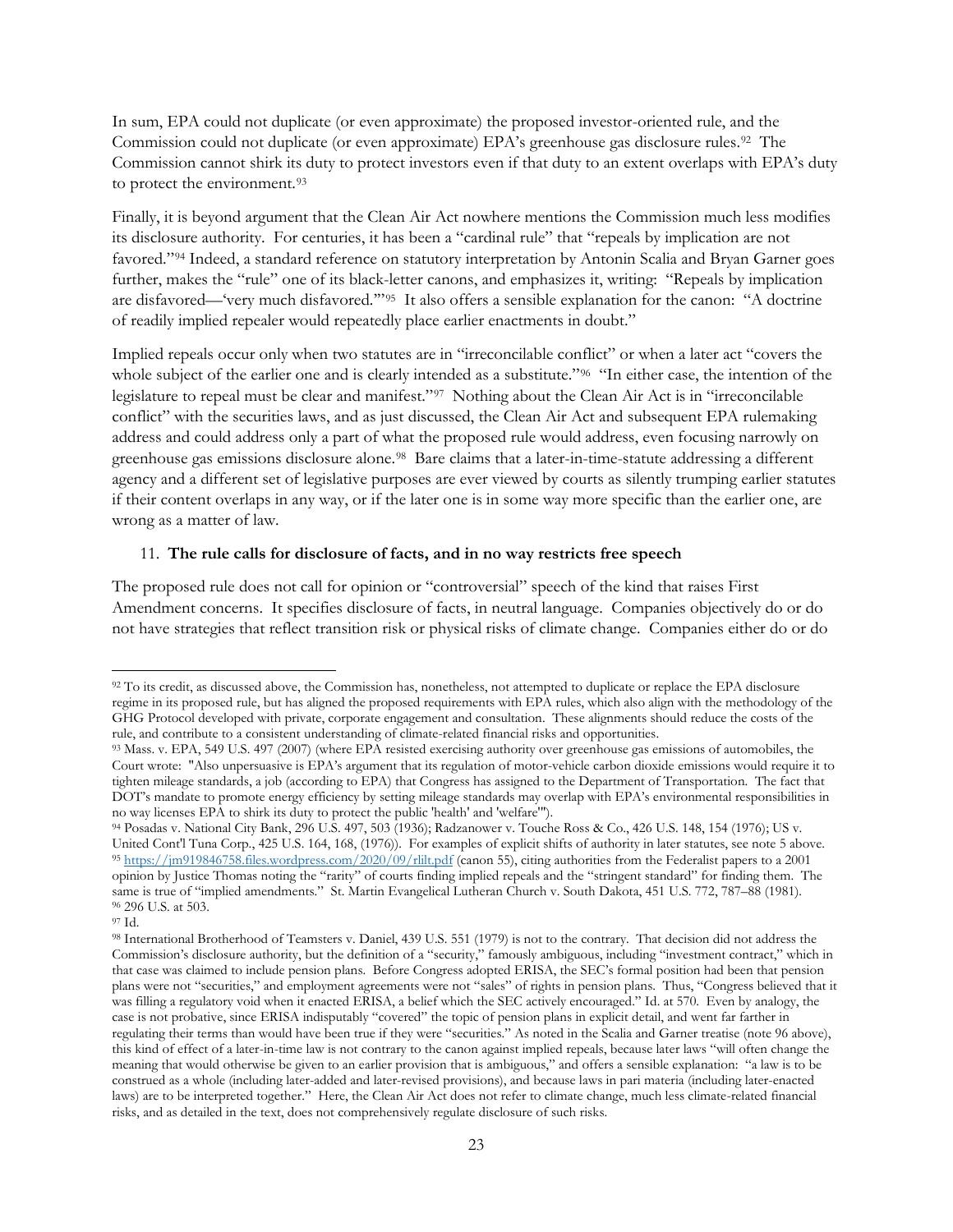In sum, EPA could not duplicate (or even approximate) the proposed investor-oriented rule, and the Commission could not duplicate (or even approximate) EPA's greenhouse gas disclosure rules.[92] The Commission cannot shirk its duty to protect investors even if that duty to an extent overlaps with EPA's duty to protect the environment.[93]

Finally, it is beyond argument that the Clean Air Act nowhere mentions the Commission much less modifies its disclosure authority. For centuries, it has been a "cardinal rule" that "repeals by implication are not favored."[94] Indeed, a standard reference on statutory interpretation by Antonin Scalia and Bryan Garner goes further, makes the "rule" one of its black-letter canons, and emphasizes it, writing: "Repeals by implication are disfavored—'very much disfavored.'"[95] It also offers a sensible explanation for the canon: "A doctrine of readily implied repealer would repeatedly place earlier enactments in doubt."

Implied repeals occur only when two statutes are in "irreconcilable conflict" or when a later act "covers the whole subject of the earlier one and is clearly intended as a substitute."[96] "In either case, the intention of the legislature to repeal must be clear and manifest."[97] Nothing about the Clean Air Act is in "irreconcilable conflict" with the securities laws, and as just discussed, the Clean Air Act and subsequent EPA rulemaking address and could address only a part of what the proposed rule would address, even focusing narrowly on greenhouse gas emissions disclosure alone.[98] Bare claims that a later-in-time-statute addressing a different agency and a different set of legislative purposes are ever viewed by courts as silently trumping earlier statutes if their content overlaps in any way, or if the later one is in some way more specific than the earlier one, are wrong as a matter of law.

11. **The rule calls for disclosure of facts, and in no way restricts free speech**

The proposed rule does not call for opinion or "controversial" speech of the kind that raises First Amendment concerns. It specifies disclosure of facts, in neutral language. Companies objectively do or do not have strategies that reflect transition risk or physical risks of climate change. Companies either do or do

---

[92] To its credit, as discussed above, the Commission has, nonetheless, not attempted to duplicate or replace the EPA disclosure regime in its proposed rule, but has aligned the proposed requirements with EPA rules, which also align with the methodology of the GHG Protocol developed with private, corporate engagement and consultation. These alignments should reduce the costs of the rule, and contribute to a consistent understanding of climate-related financial risks and opportunities.

[93] Mass. v. EPA, 549 U.S. 497 (2007) (where EPA resisted exercising authority over greenhouse gas emissions of automobiles, the Court wrote: "Also unpersuasive is EPA's argument that its regulation of motor-vehicle carbon dioxide emissions would require it to tighten mileage standards, a job (according to EPA) that Congress has assigned to the Department of Transportation. The fact that DOT's mandate to promote energy efficiency by setting mileage standards may overlap with EPA's environmental responsibilities in no way licenses EPA to shirk its duty to protect the public 'health' and 'welfare'").

[94] Posadas v. National City Bank, 296 U.S. 497, 503 (1936); Radzanower v. Touche Ross & Co., 426 U.S. 148, 154 (1976); US v. United Cont'l Tuna Corp., 425 U.S. 164, 168, (1976)). For examples of explicit shifts of authority in later statutes, see note 5 above.

[95] https://jm919846758.files.wordpress.com/2020/09/rlilt.pdf (canon 55), citing authorities from the Federalist papers to a 2001 opinion by Justice Thomas noting the "rarity" of courts finding implied repeals and the "stringent standard" for finding them. The same is true of "implied amendments." St. Martin Evangelical Lutheran Church v. South Dakota, 451 U.S. 772, 787–88 (1981).

[96] 296 U.S. at 503.

[97] Id.

[98] International Brotherhood of Teamsters v. Daniel, 439 U.S. 551 (1979) is not to the contrary. That decision did not address the Commission's disclosure authority, but the definition of a "security," famously ambiguous, including "investment contract," which in that case was claimed to include pension plans. Before Congress adopted ERISA, the SEC's formal position had been that pension plans were not "securities," and employment agreements were not "sales" of rights in pension plans. Thus, "Congress believed that it was filling a regulatory void when it enacted ERISA, a belief which the SEC actively encouraged." Id. at 570. Even by analogy, the case is not probative, since ERISA indisputably "covered" the topic of pension plans in explicit detail, and went far farther in regulating their terms than would have been true if they were "securities." As noted in the Scalia and Garner treatise (note 96 above), this kind of effect of a later-in-time law is not contrary to the canon against implied repeals, because later laws "will often change the meaning that would otherwise be given to an earlier provision that is ambiguous," and offers a sensible explanation: "a law is to be construed as a whole (including later-added and later-revised provisions), and because laws in pari materia (including later-enacted laws) are to be interpreted together." Here, the Clean Air Act does not refer to climate change, much less climate-related financial risks, and as detailed in the text, does not comprehensively regulate disclosure of such risks.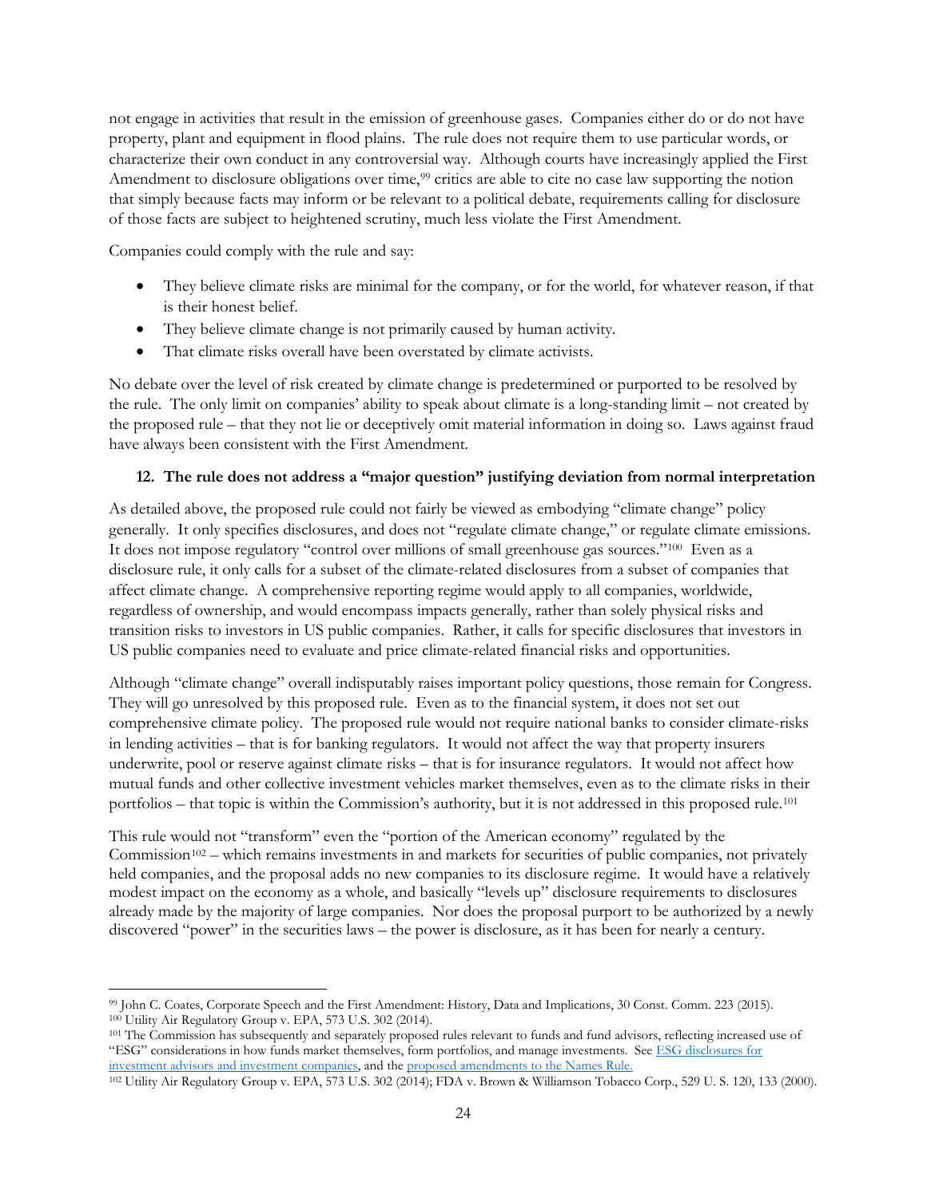not engage in activities that result in the emission of greenhouse gases. Companies either do or do not have property, plant and equipment in flood plains. The rule does not require them to use particular words, or characterize their own conduct in any controversial way. Although courts have increasingly applied the First Amendment to disclosure obligations over time,[99] critics are able to cite no case law supporting the notion that simply because facts may inform or be relevant to a political debate, requirements calling for disclosure of those facts are subject to heightened scrutiny, much less violate the First Amendment.

Companies could comply with the rule and say:

- They believe climate risks are minimal for the company, or for the world, for whatever reason, if that is their honest belief.
- They believe climate change is not primarily caused by human activity.
- That climate risks overall have been overstated by climate activists.

No debate over the level of risk created by climate change is predetermined or purported to be resolved by the rule. The only limit on companies' ability to speak about climate is a long-standing limit – not created by the proposed rule – that they not lie or deceptively omit material information in doing so. Laws against fraud have always been consistent with the First Amendment.

### 12. The rule does not address a "major question" justifying deviation from normal interpretation

As detailed above, the proposed rule could not fairly be viewed as embodying "climate change" policy generally. It only specifies disclosures, and does not "regulate climate change," or regulate climate emissions. It does not impose regulatory "control over millions of small greenhouse gas sources."[100] Even as a disclosure rule, it only calls for a subset of the climate-related disclosures from a subset of companies that affect climate change. A comprehensive reporting regime would apply to all companies, worldwide, regardless of ownership, and would encompass impacts generally, rather than solely physical risks and transition risks to investors in US public companies. Rather, it calls for specific disclosures that investors in US public companies need to evaluate and price climate-related financial risks and opportunities.

Although "climate change" overall indisputably raises important policy questions, those remain for Congress. They will go unresolved by this proposed rule. Even as to the financial system, it does not set out comprehensive climate policy. The proposed rule would not require national banks to consider climate-risks in lending activities – that is for banking regulators. It would not affect the way that property insurers underwrite, pool or reserve against climate risks – that is for insurance regulators. It would not affect how mutual funds and other collective investment vehicles market themselves, even as to the climate risks in their portfolios – that topic is within the Commission's authority, but it is not addressed in this proposed rule.[101]

This rule would not "transform" even the "portion of the American economy" regulated by the Commission[102] – which remains investments in and markets for securities of public companies, not privately held companies, and the proposal adds no new companies to its disclosure regime. It would have a relatively modest impact on the economy as a whole, and basically "levels up" disclosure requirements to disclosures already made by the majority of large companies. Nor does the proposal purport to be authorized by a newly discovered "power" in the securities laws – the power is disclosure, as it has been for nearly a century.

---

[99] John C. Coates, Corporate Speech and the First Amendment: History, Data and Implications, 30 Const. Comm. 223 (2015).

[100] Utility Air Regulatory Group v. EPA, 573 U.S. 302 (2014).

[101] The Commission has subsequently and separately proposed rules relevant to funds and fund advisors, reflecting increased use of "ESG" considerations in how funds market themselves, form portfolios, and manage investments. See ESG disclosures for investment advisors and investment companies, and the proposed amendments to the Names Rule.

[102] Utility Air Regulatory Group v. EPA, 573 U.S. 302 (2014); FDA v. Brown & Williamson Tobacco Corp., 529 U. S. 120, 133 (2000).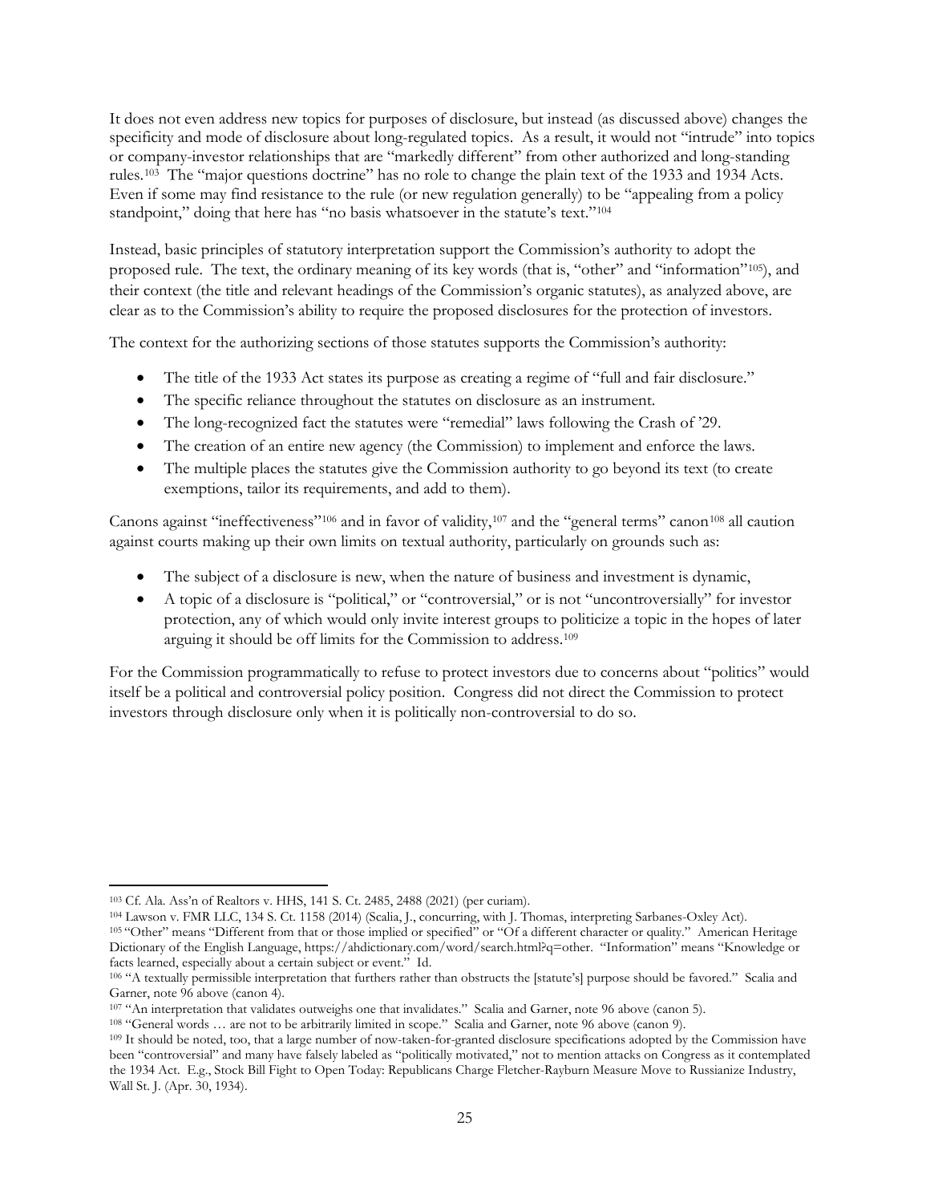It does not even address new topics for purposes of disclosure, but instead (as discussed above) changes the specificity and mode of disclosure about long-regulated topics. As a result, it would not "intrude" into topics or company-investor relationships that are "markedly different" from other authorized and long-standing rules.[103] The "major questions doctrine" has no role to change the plain text of the 1933 and 1934 Acts. Even if some may find resistance to the rule (or new regulation generally) to be "appealing from a policy standpoint," doing that here has "no basis whatsoever in the statute's text."[104]

Instead, basic principles of statutory interpretation support the Commission's authority to adopt the proposed rule. The text, the ordinary meaning of its key words (that is, "other" and "information"[105]), and their context (the title and relevant headings of the Commission's organic statutes), as analyzed above, are clear as to the Commission's ability to require the proposed disclosures for the protection of investors.

The context for the authorizing sections of those statutes supports the Commission's authority:

- The title of the 1933 Act states its purpose as creating a regime of "full and fair disclosure."
- The specific reliance throughout the statutes on disclosure as an instrument.
- The long-recognized fact the statutes were "remedial" laws following the Crash of '29.
- The creation of an entire new agency (the Commission) to implement and enforce the laws.
- The multiple places the statutes give the Commission authority to go beyond its text (to create exemptions, tailor its requirements, and add to them).

Canons against "ineffectiveness"[106] and in favor of validity,[107] and the "general terms" canon[108] all caution against courts making up their own limits on textual authority, particularly on grounds such as:

- The subject of a disclosure is new, when the nature of business and investment is dynamic,
- A topic of a disclosure is "political," or "controversial," or is not "uncontroversially" for investor protection, any of which would only invite interest groups to politicize a topic in the hopes of later arguing it should be off limits for the Commission to address.[109]

For the Commission programmatically to refuse to protect investors due to concerns about "politics" would itself be a political and controversial policy position. Congress did not direct the Commission to protect investors through disclosure only when it is politically non-controversial to do so.

---

[103] Cf. Ala. Ass'n of Realtors v. HHS, 141 S. Ct. 2485, 2488 (2021) (per curiam).

[104] Lawson v. FMR LLC, 134 S. Ct. 1158 (2014) (Scalia, J., concurring, with J. Thomas, interpreting Sarbanes-Oxley Act).

[105] "Other" means "Different from that or those implied or specified" or "Of a different character or quality." American Heritage Dictionary of the English Language, https://ahdictionary.com/word/search.html?q=other. "Information" means "Knowledge or facts learned, especially about a certain subject or event." Id.

[106] "A textually permissible interpretation that furthers rather than obstructs the [statute's] purpose should be favored." Scalia and Garner, note 96 above (canon 4).

[107] "An interpretation that validates outweighs one that invalidates." Scalia and Garner, note 96 above (canon 5).

[108] "General words … are not to be arbitrarily limited in scope." Scalia and Garner, note 96 above (canon 9).

[109] It should be noted, too, that a large number of now-taken-for-granted disclosure specifications adopted by the Commission have been "controversial" and many have falsely labeled as "politically motivated," not to mention attacks on Congress as it contemplated the 1934 Act. E.g., Stock Bill Fight to Open Today: Republicans Charge Fletcher-Rayburn Measure Move to Russianize Industry, Wall St. J. (Apr. 30, 1934).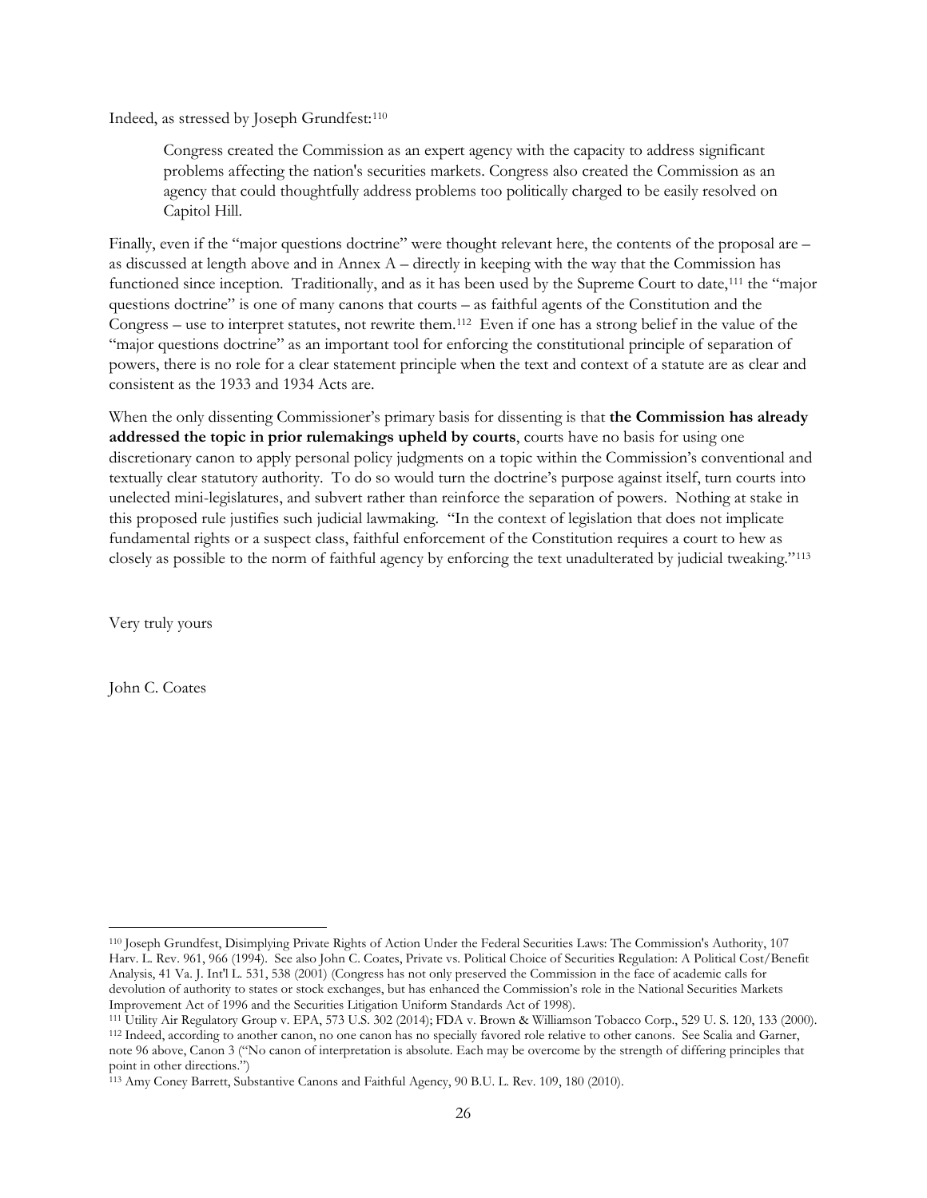Indeed, as stressed by Joseph Grundfest:[110]

> Congress created the Commission as an expert agency with the capacity to address significant problems affecting the nation's securities markets. Congress also created the Commission as an agency that could thoughtfully address problems too politically charged to be easily resolved on Capitol Hill.

Finally, even if the "major questions doctrine" were thought relevant here, the contents of the proposal are – as discussed at length above and in Annex A – directly in keeping with the way that the Commission has functioned since inception. Traditionally, and as it has been used by the Supreme Court to date,[111] the "major questions doctrine" is one of many canons that courts – as faithful agents of the Constitution and the Congress – use to interpret statutes, not rewrite them.[112] Even if one has a strong belief in the value of the "major questions doctrine" as an important tool for enforcing the constitutional principle of separation of powers, there is no role for a clear statement principle when the text and context of a statute are as clear and consistent as the 1933 and 1934 Acts are.

When the only dissenting Commissioner's primary basis for dissenting is that **the Commission has already addressed the topic in prior rulemakings upheld by courts**, courts have no basis for using one discretionary canon to apply personal policy judgments on a topic within the Commission's conventional and textually clear statutory authority. To do so would turn the doctrine's purpose against itself, turn courts into unelected mini-legislatures, and subvert rather than reinforce the separation of powers. Nothing at stake in this proposed rule justifies such judicial lawmaking. "In the context of legislation that does not implicate fundamental rights or a suspect class, faithful enforcement of the Constitution requires a court to hew as closely as possible to the norm of faithful agency by enforcing the text unadulterated by judicial tweaking."[113]

Very truly yours

John C. Coates

---

[110] Joseph Grundfest, Disimplying Private Rights of Action Under the Federal Securities Laws: The Commission's Authority, 107 Harv. L. Rev. 961, 966 (1994). See also John C. Coates, Private vs. Political Choice of Securities Regulation: A Political Cost/Benefit Analysis, 41 Va. J. Int'l L. 531, 538 (2001) (Congress has not only preserved the Commission in the face of academic calls for devolution of authority to states or stock exchanges, but has enhanced the Commission's role in the National Securities Markets Improvement Act of 1996 and the Securities Litigation Uniform Standards Act of 1998).

[111] Utility Air Regulatory Group v. EPA, 573 U.S. 302 (2014); FDA v. Brown & Williamson Tobacco Corp., 529 U. S. 120, 133 (2000).

[112] Indeed, according to another canon, no one canon has no specially favored role relative to other canons. See Scalia and Garner, note 96 above, Canon 3 ("No canon of interpretation is absolute. Each may be overcome by the strength of differing principles that point in other directions.")

[113] Amy Coney Barrett, Substantive Canons and Faithful Agency, 90 B.U. L. Rev. 109, 180 (2010).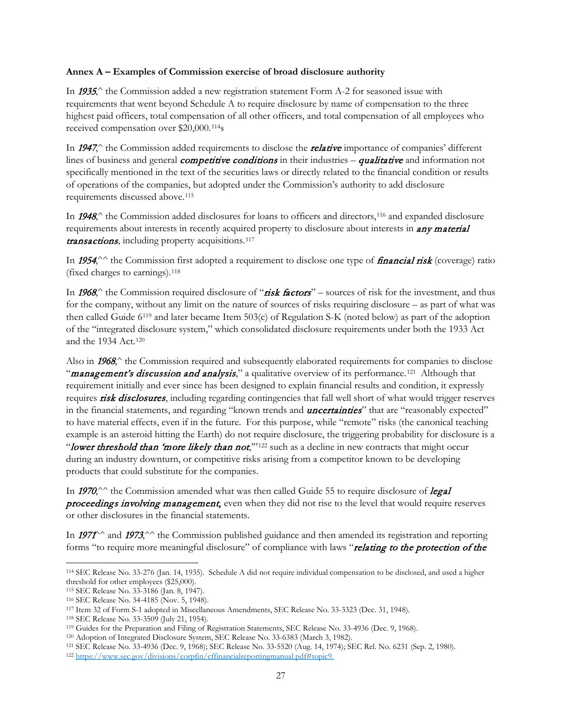**Annex A – Examples of Commission exercise of broad disclosure authority**

In ***1935***,^ the Commission added a new registration statement Form A-2 for seasoned issue with requirements that went beyond Schedule A to require disclosure by name of compensation to the three highest paid officers, total compensation of all other officers, and total compensation of all employees who received compensation over $20,000.[114]s

In ***1947***,^ the Commission added requirements to disclose the ***relative*** importance of companies' different lines of business and general ***competitive conditions*** in their industries – ***qualitative*** and information not specifically mentioned in the text of the securities laws or directly related to the financial condition or results of operations of the companies, but adopted under the Commission's authority to add disclosure requirements discussed above.[115]

In ***1948***,^ the Commission added disclosures for loans to officers and directors,[116] and expanded disclosure requirements about interests in recently acquired property to disclosure about interests in ***any material transactions***, including property acquisitions.[117]

In ***1954***,^^ the Commission first adopted a requirement to disclose one type of ***financial risk*** (coverage) ratio (fixed charges to earnings).[118]

In ***1968***,^ the Commission required disclosure of "***risk factors***" – sources of risk for the investment, and thus for the company, without any limit on the nature of sources of risks requiring disclosure – as part of what was then called Guide 6[119] and later became Item 503(c) of Regulation S-K (noted below) as part of the adoption of the "integrated disclosure system," which consolidated disclosure requirements under both the 1933 Act and the 1934 Act.[120]

Also in ***1968***,^ the Commission required and subsequently elaborated requirements for companies to disclose "***management's discussion and analysis***," a qualitative overview of its performance.[121] Although that requirement initially and ever since has been designed to explain financial results and condition, it expressly requires ***risk disclosures***, including regarding contingencies that fall well short of what would trigger reserves in the financial statements, and regarding "known trends and ***uncertainties***" that are "reasonably expected" to have material effects, even if in the future. For this purpose, while "remote" risks (the canonical teaching example is an asteroid hitting the Earth) do not require disclosure, the triggering probability for disclosure is a "***lower threshold than 'more likely than not***,'"[122] such as a decline in new contracts that might occur during an industry downturn, or competitive risks arising from a competitor known to be developing products that could substitute for the companies.

In ***1970***,^^ the Commission amended what was then called Guide 55 to require disclosure of ***legal proceedings involving management,*** even when they did not rise to the level that would require reserves or other disclosures in the financial statements.

In ***1971***^^ and ***1973***,^^ the Commission published guidance and then amended its registration and reporting forms "to require more meaningful disclosure" of compliance with laws "***relating to the protection of the***

---

[114] SEC Release No. 33-276 (Jan. 14, 1935). Schedule A did not require individual compensation to be disclosed, and used a higher threshold for other employees ($25,000).

[115] SEC Release No. 33-3186 (Jan. 8, 1947).

[116] SEC Release No. 34-4185 (Nov. 5, 1948).

[117] Item 32 of Form S-1 adopted in Miscellaneous Amendments, SEC Release No. 33-3323 (Dec. 31, 1948).

[118] SEC Release No. 33-3509 (July 21, 1954).

[119] Guides for the Preparation and Filing of Registration Statements, SEC Release No. 33-4936 (Dec. 9, 1968).

[120] Adoption of Integrated Disclosure System, SEC Release No. 33-6383 (March 3, 1982).

[121] SEC Release No. 33-4936 (Dec. 9, 1968); SEC Release No. 33-5520 (Aug. 14, 1974); SEC Rel. No. 6231 (Sep. 2, 1980).

[122] https://www.sec.gov/divisions/corpfin/cffinancialreportingmanual.pdf#topic9.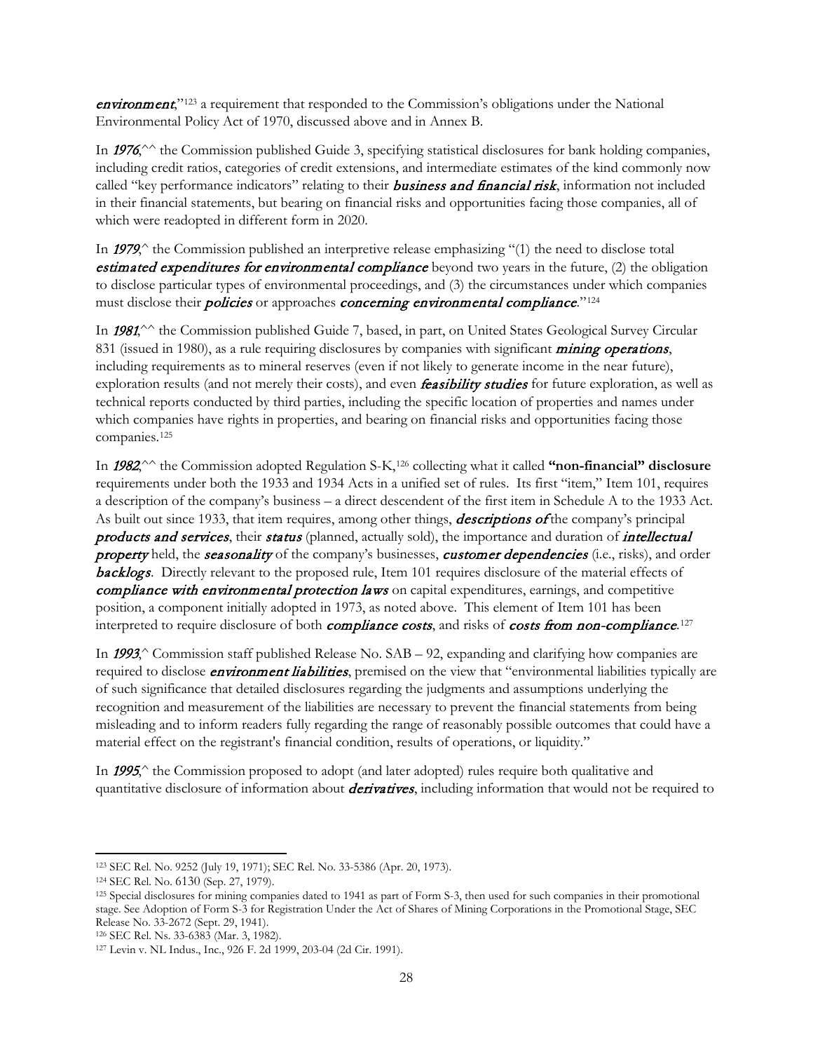***environment***,"[123] a requirement that responded to the Commission's obligations under the National Environmental Policy Act of 1970, discussed above and in Annex B.

In ***1976***,^^ the Commission published Guide 3, specifying statistical disclosures for bank holding companies, including credit ratios, categories of credit extensions, and intermediate estimates of the kind commonly now called "key performance indicators" relating to their ***business and financial risk***, information not included in their financial statements, but bearing on financial risks and opportunities facing those companies, all of which were readopted in different form in 2020.

In ***1979***,^ the Commission published an interpretive release emphasizing "(1) the need to disclose total ***estimated expenditures for environmental compliance*** beyond two years in the future, (2) the obligation to disclose particular types of environmental proceedings, and (3) the circumstances under which companies must disclose their ***policies*** or approaches ***concerning environmental compliance***."[124]

In ***1981***,^^ the Commission published Guide 7, based, in part, on United States Geological Survey Circular 831 (issued in 1980), as a rule requiring disclosures by companies with significant ***mining operations***, including requirements as to mineral reserves (even if not likely to generate income in the near future), exploration results (and not merely their costs), and even ***feasibility studies*** for future exploration, as well as technical reports conducted by third parties, including the specific location of properties and names under which companies have rights in properties, and bearing on financial risks and opportunities facing those companies.[125]

In ***1982***,^^ the Commission adopted Regulation S-K,[126] collecting what it called **"non-financial" disclosure** requirements under both the 1933 and 1934 Acts in a unified set of rules. Its first "item," Item 101, requires a description of the company's business – a direct descendent of the first item in Schedule A to the 1933 Act. As built out since 1933, that item requires, among other things, ***descriptions of*** the company's principal ***products and services***, their ***status*** (planned, actually sold), the importance and duration of ***intellectual property*** held, the ***seasonality*** of the company's businesses, ***customer dependencies*** (i.e., risks), and order ***backlogs***. Directly relevant to the proposed rule, Item 101 requires disclosure of the material effects of ***compliance with environmental protection laws*** on capital expenditures, earnings, and competitive position, a component initially adopted in 1973, as noted above. This element of Item 101 has been interpreted to require disclosure of both ***compliance costs***, and risks of ***costs from non-compliance***.[127]

In ***1993***,^ Commission staff published Release No. SAB – 92, expanding and clarifying how companies are required to disclose ***environment liabilities***, premised on the view that "environmental liabilities typically are of such significance that detailed disclosures regarding the judgments and assumptions underlying the recognition and measurement of the liabilities are necessary to prevent the financial statements from being misleading and to inform readers fully regarding the range of reasonably possible outcomes that could have a material effect on the registrant's financial condition, results of operations, or liquidity."

In ***1995***,^ the Commission proposed to adopt (and later adopted) rules require both qualitative and quantitative disclosure of information about ***derivatives***, including information that would not be required to

---

[123] SEC Rel. No. 9252 (July 19, 1971); SEC Rel. No. 33-5386 (Apr. 20, 1973).

[124] SEC Rel. No. 6130 (Sep. 27, 1979).

[125] Special disclosures for mining companies dated to 1941 as part of Form S-3, then used for such companies in their promotional stage. See Adoption of Form S-3 for Registration Under the Act of Shares of Mining Corporations in the Promotional Stage, SEC Release No. 33-2672 (Sept. 29, 1941).

[126] SEC Rel. Ns. 33-6383 (Mar. 3, 1982).

[127] Levin v. NL Indus., Inc., 926 F. 2d 1999, 203-04 (2d Cir. 1991).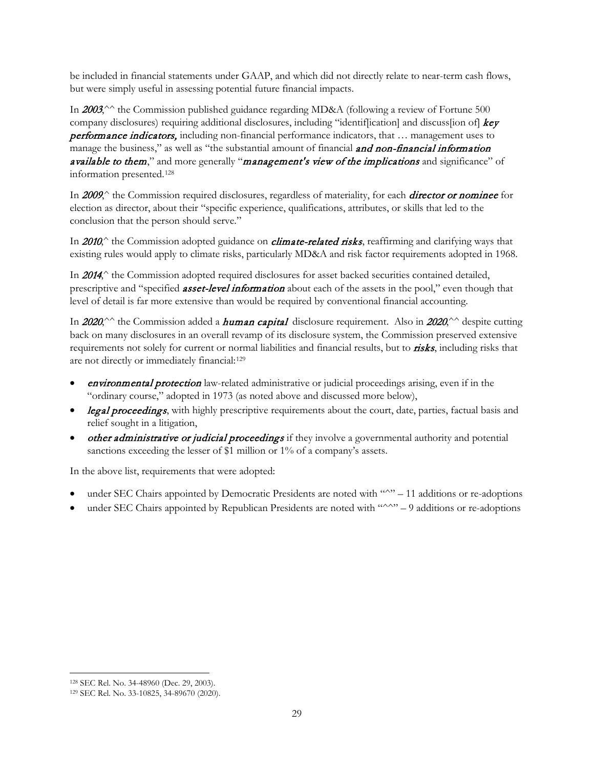be included in financial statements under GAAP, and which did not directly relate to near-term cash flows, but were simply useful in assessing potential future financial impacts.

In ***2003***,^^ the Commission published guidance regarding MD&A (following a review of Fortune 500 company disclosures) requiring additional disclosures, including "identif[ication] and discuss[ion of] ***key performance indicators,*** including non-financial performance indicators, that … management uses to manage the business," as well as "the substantial amount of financial ***and non-financial information available to them***," and more generally "***management's view of the implications*** and significance" of information presented.[128]

In ***2009***,^ the Commission required disclosures, regardless of materiality, for each ***director or nominee*** for election as director, about their "specific experience, qualifications, attributes, or skills that led to the conclusion that the person should serve."

In ***2010***,^ the Commission adopted guidance on ***climate-related risks***, reaffirming and clarifying ways that existing rules would apply to climate risks, particularly MD&A and risk factor requirements adopted in 1968.

In ***2014***,^ the Commission adopted required disclosures for asset backed securities contained detailed, prescriptive and "specified ***asset-level information*** about each of the assets in the pool," even though that level of detail is far more extensive than would be required by conventional financial accounting.

In ***2020***,^^ the Commission added a ***human capital*** disclosure requirement. Also in ***2020***,^^ despite cutting back on many disclosures in an overall revamp of its disclosure system, the Commission preserved extensive requirements not solely for current or normal liabilities and financial results, but to ***risks***, including risks that are not directly or immediately financial:[129]

- ***environmental protection*** law-related administrative or judicial proceedings arising, even if in the "ordinary course," adopted in 1973 (as noted above and discussed more below),
- ***legal proceedings***, with highly prescriptive requirements about the court, date, parties, factual basis and relief sought in a litigation,
- ***other administrative or judicial proceedings*** if they involve a governmental authority and potential sanctions exceeding the lesser of $1 million or 1% of a company's assets.

In the above list, requirements that were adopted:

- under SEC Chairs appointed by Democratic Presidents are noted with "^" – 11 additions or re-adoptions
- under SEC Chairs appointed by Republican Presidents are noted with "^^" – 9 additions or re-adoptions

---

[128] SEC Rel. No. 34-48960 (Dec. 29, 2003).

[129] SEC Rel. No. 33-10825, 34-89670 (2020).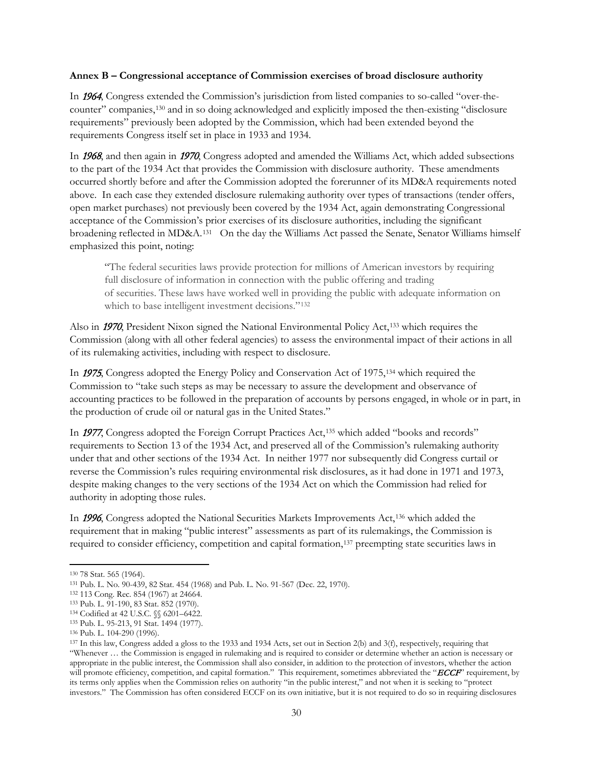**Annex B – Congressional acceptance of Commission exercises of broad disclosure authority**

In *1964*, Congress extended the Commission's jurisdiction from listed companies to so-called "over-the-counter" companies,[130] and in so doing acknowledged and explicitly imposed the then-existing "disclosure requirements" previously been adopted by the Commission, which had been extended beyond the requirements Congress itself set in place in 1933 and 1934.

In *1968*, and then again in *1970*, Congress adopted and amended the Williams Act, which added subsections to the part of the 1934 Act that provides the Commission with disclosure authority. These amendments occurred shortly before and after the Commission adopted the forerunner of its MD&A requirements noted above. In each case they extended disclosure rulemaking authority over types of transactions (tender offers, open market purchases) not previously been covered by the 1934 Act, again demonstrating Congressional acceptance of the Commission's prior exercises of its disclosure authorities, including the significant broadening reflected in MD&A.[131] On the day the Williams Act passed the Senate, Senator Williams himself emphasized this point, noting:

> "The federal securities laws provide protection for millions of American investors by requiring full disclosure of information in connection with the public offering and trading of securities. These laws have worked well in providing the public with adequate information on which to base intelligent investment decisions."[132]

Also in *1970*, President Nixon signed the National Environmental Policy Act,[133] which requires the Commission (along with all other federal agencies) to assess the environmental impact of their actions in all of its rulemaking activities, including with respect to disclosure.

In *1975*, Congress adopted the Energy Policy and Conservation Act of 1975,[134] which required the Commission to "take such steps as may be necessary to assure the development and observance of accounting practices to be followed in the preparation of accounts by persons engaged, in whole or in part, in the production of crude oil or natural gas in the United States."

In *1977*, Congress adopted the Foreign Corrupt Practices Act,[135] which added "books and records" requirements to Section 13 of the 1934 Act, and preserved all of the Commission's rulemaking authority under that and other sections of the 1934 Act. In neither 1977 nor subsequently did Congress curtail or reverse the Commission's rules requiring environmental risk disclosures, as it had done in 1971 and 1973, despite making changes to the very sections of the 1934 Act on which the Commission had relied for authority in adopting those rules.

In *1996*, Congress adopted the National Securities Markets Improvements Act,[136] which added the requirement that in making "public interest" assessments as part of its rulemakings, the Commission is required to consider efficiency, competition and capital formation,[137] preempting state securities laws in

---

[130] 78 Stat. 565 (1964).

[131] Pub. L. No. 90-439, 82 Stat. 454 (1968) and Pub. L. No. 91-567 (Dec. 22, 1970).

[132] 113 Cong. Rec. 854 (1967) at 24664.

[133] Pub. L. 91-190, 83 Stat. 852 (1970).

[134] Codified at 42 U.S.C. §§ 6201–6422.

[135] Pub. L. 95-213, 91 Stat. 1494 (1977).

[136] Pub. L. 104-290 (1996).

[137] In this law, Congress added a gloss to the 1933 and 1934 Acts, set out in Section 2(b) and 3(f), respectively, requiring that "Whenever … the Commission is engaged in rulemaking and is required to consider or determine whether an action is necessary or appropriate in the public interest, the Commission shall also consider, in addition to the protection of investors, whether the action will promote efficiency, competition, and capital formation." This requirement, sometimes abbreviated the "*ECCF*" requirement, by its terms only applies when the Commission relies on authority "in the public interest," and not when it is seeking to "protect investors." The Commission has often considered ECCF on its own initiative, but it is not required to do so in requiring disclosures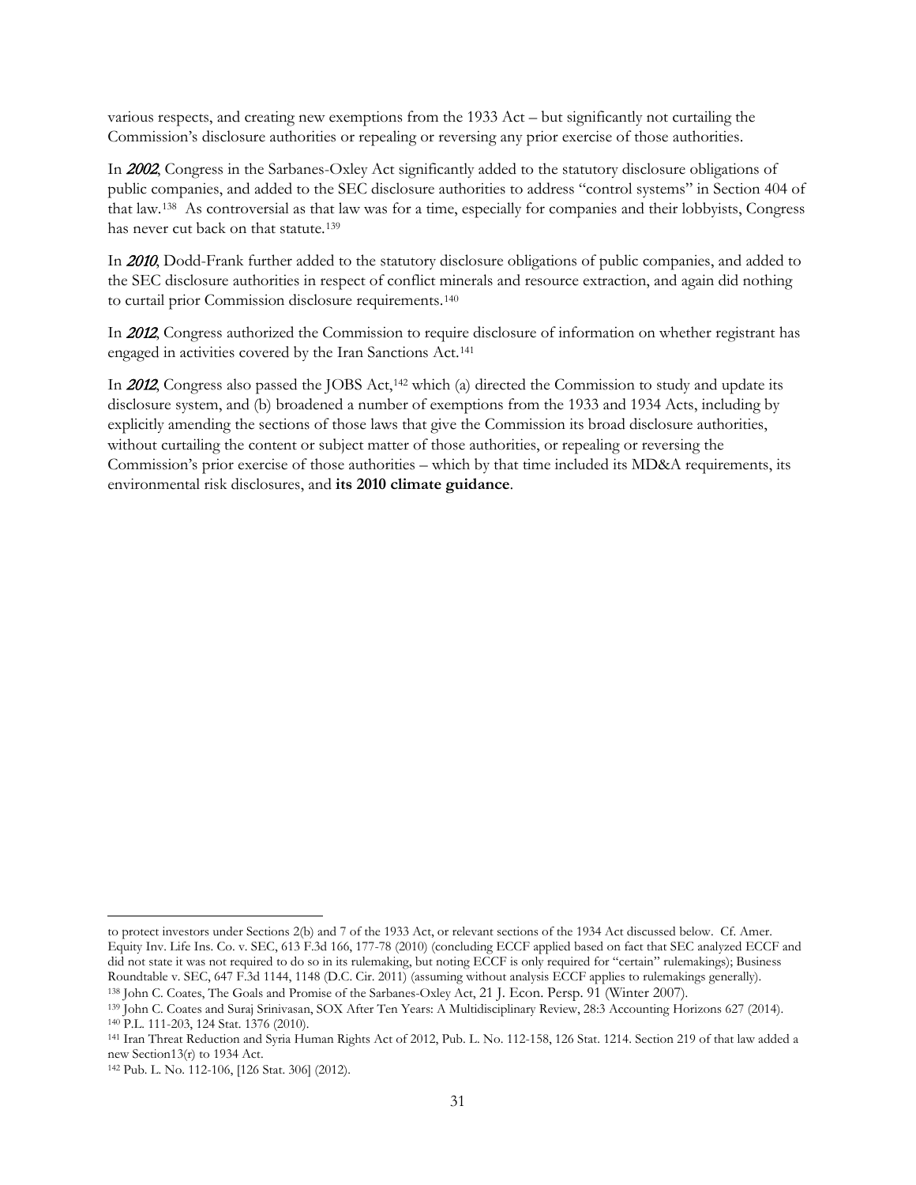various respects, and creating new exemptions from the 1933 Act – but significantly not curtailing the Commission's disclosure authorities or repealing or reversing any prior exercise of those authorities.

In *2002*, Congress in the Sarbanes-Oxley Act significantly added to the statutory disclosure obligations of public companies, and added to the SEC disclosure authorities to address "control systems" in Section 404 of that law.[138] As controversial as that law was for a time, especially for companies and their lobbyists, Congress has never cut back on that statute.[139]

In *2010*, Dodd-Frank further added to the statutory disclosure obligations of public companies, and added to the SEC disclosure authorities in respect of conflict minerals and resource extraction, and again did nothing to curtail prior Commission disclosure requirements.[140]

In *2012*, Congress authorized the Commission to require disclosure of information on whether registrant has engaged in activities covered by the Iran Sanctions Act.[141]

In *2012*, Congress also passed the JOBS Act,[142] which (a) directed the Commission to study and update its disclosure system, and (b) broadened a number of exemptions from the 1933 and 1934 Acts, including by explicitly amending the sections of those laws that give the Commission its broad disclosure authorities, without curtailing the content or subject matter of those authorities, or repealing or reversing the Commission's prior exercise of those authorities – which by that time included its MD&A requirements, its environmental risk disclosures, and **its 2010 climate guidance**.

---

to protect investors under Sections 2(b) and 7 of the 1933 Act, or relevant sections of the 1934 Act discussed below. Cf. Amer. Equity Inv. Life Ins. Co. v. SEC, 613 F.3d 166, 177-78 (2010) (concluding ECCF applied based on fact that SEC analyzed ECCF and did not state it was not required to do so in its rulemaking, but noting ECCF is only required for "certain" rulemakings); Business Roundtable v. SEC, 647 F.3d 1144, 1148 (D.C. Cir. 2011) (assuming without analysis ECCF applies to rulemakings generally).

[138] John C. Coates, The Goals and Promise of the Sarbanes-Oxley Act, 21 J. Econ. Persp. 91 (Winter 2007).

[139] John C. Coates and Suraj Srinivasan, SOX After Ten Years: A Multidisciplinary Review, 28:3 Accounting Horizons 627 (2014).

[140] P.L. 111-203, 124 Stat. 1376 (2010).

[141] Iran Threat Reduction and Syria Human Rights Act of 2012, Pub. L. No. 112-158, 126 Stat. 1214. Section 219 of that law added a new Section13(r) to 1934 Act.

[142] Pub. L. No. 112-106, [126 Stat. 306] (2012).